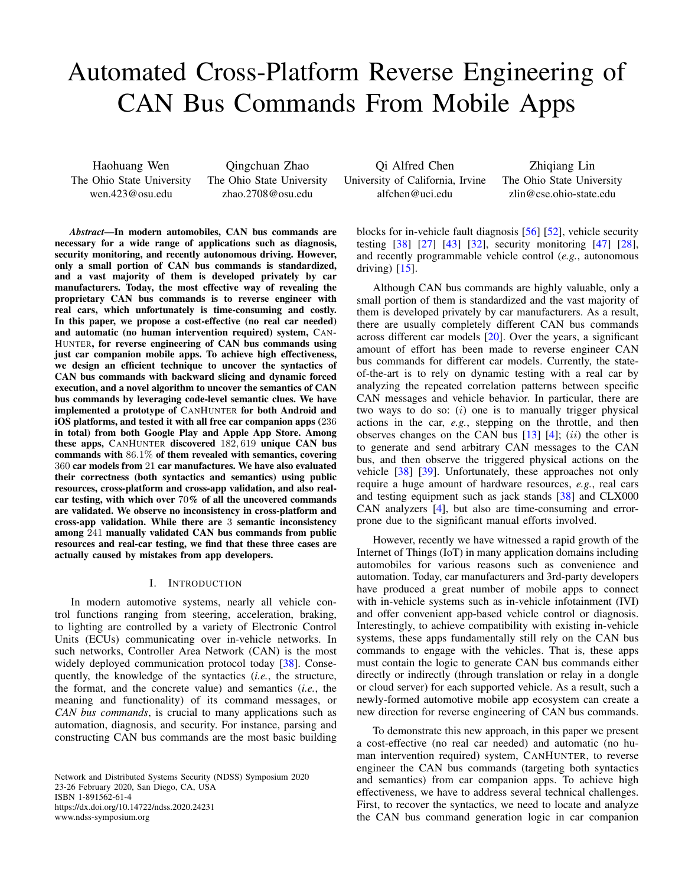# Automated Cross-Platform Reverse Engineering of CAN Bus Commands From Mobile Apps

Haohuang Wen
The Ohio State University
wen.423@osu.edu

Qingchuan Zhao
The Ohio State University
zhao.2708@osu.edu

Qi Alfred Chen
University of California, Irvine
alfchen@uci.edu

Zhiqiang Lin
The Ohio State University
zlin@cse.ohio-state.edu

***Abstract*—In modern automobiles, CAN bus commands are necessary for a wide range of applications such as diagnosis, security monitoring, and recently autonomous driving. However, only a small portion of CAN bus commands is standardized, and a vast majority of them is developed privately by car manufacturers. Today, the most effective way of revealing the proprietary CAN bus commands is to reverse engineer with real cars, which unfortunately is time-consuming and costly. In this paper, we propose a cost-effective (no real car needed) and automatic (no human intervention required) system, CANHUNTER, for reverse engineering of CAN bus commands using just car companion mobile apps. To achieve high effectiveness, we design an efficient technique to uncover the syntactics of CAN bus commands with backward slicing and dynamic forced execution, and a novel algorithm to uncover the semantics of CAN bus commands by leveraging code-level semantic clues. We have implemented a prototype of CANHUNTER for both Android and iOS platforms, and tested it with all free car companion apps ($236$ in total) from both Google Play and Apple App Store. Among these apps, CANHUNTER discovered $182,619$ unique CAN bus commands with $86.1\%$ of them revealed with semantics, covering $360$ car models from $21$ car manufactures. We have also evaluated their correctness (both syntactics and semantics) using public resources, cross-platform and cross-app validation, and also real-car testing, with which over $70\%$ of all the uncovered commands are validated. We observe no inconsistency in cross-platform and cross-app validation. While there are $3$ semantic inconsistency among $241$ manually validated CAN bus commands from public resources and real-car testing, we find that these three cases are actually caused by mistakes from app developers.**

## I. INTRODUCTION

In modern automotive systems, nearly all vehicle control functions ranging from steering, acceleration, braking, to lighting are controlled by a variety of Electronic Control Units (ECUs) communicating over in-vehicle networks. In such networks, Controller Area Network (CAN) is the most widely deployed communication protocol today [38]. Consequently, the knowledge of the syntactics (*i.e.*, the structure, the format, and the concrete value) and semantics (*i.e.*, the meaning and functionality) of its command messages, or *CAN bus commands*, is crucial to many applications such as automation, diagnosis, and security. For instance, parsing and constructing CAN bus commands are the most basic building blocks for in-vehicle fault diagnosis [56] [52], vehicle security testing [38] [27] [43] [32], security monitoring [47] [28], and recently programmable vehicle control (*e.g.*, autonomous driving) [15].

Although CAN bus commands are highly valuable, only a small portion of them is standardized and the vast majority of them is developed privately by car manufacturers. As a result, there are usually completely different CAN bus commands across different car models [20]. Over the years, a significant amount of effort has been made to reverse engineer CAN bus commands for different car models. Currently, the state-of-the-art is to rely on dynamic testing with a real car by analyzing the repeated correlation patterns between specific CAN messages and vehicle behavior. In particular, there are two ways to do so: ($i$) one is to manually trigger physical actions in the car, *e.g.*, stepping on the throttle, and then observes changes on the CAN bus [13] [4]; ($ii$) the other is to generate and send arbitrary CAN messages to the CAN bus, and then observe the triggered physical actions on the vehicle [38] [39]. Unfortunately, these approaches not only require a huge amount of hardware resources, *e.g.*, real cars and testing equipment such as jack stands [38] and CLX000 CAN analyzers [4], but also are time-consuming and error-prone due to the significant manual efforts involved.

However, recently we have witnessed a rapid growth of the Internet of Things (IoT) in many application domains including automobiles for various reasons such as convenience and automation. Today, car manufacturers and 3rd-party developers have produced a great number of mobile apps to connect with in-vehicle systems such as in-vehicle infotainment (IVI) and offer convenient app-based vehicle control or diagnosis. Interestingly, to achieve compatibility with existing in-vehicle systems, these apps fundamentally still rely on the CAN bus commands to engage with the vehicles. That is, these apps must contain the logic to generate CAN bus commands either directly or indirectly (through translation or relay in a dongle or cloud server) for each supported vehicle. As a result, such a newly-formed automotive mobile app ecosystem can create a new direction for reverse engineering of CAN bus commands.

To demonstrate this new approach, in this paper we present a cost-effective (no real car needed) and automatic (no human intervention required) system, CANHUNTER, to reverse engineer the CAN bus commands (targeting both syntactics and semantics) from car companion apps. To achieve high effectiveness, we have to address several technical challenges. First, to recover the syntactics, we need to locate and analyze the CAN bus command generation logic in car companion

Network and Distributed Systems Security (NDSS) Symposium 2020
23-26 February 2020, San Diego, CA, USA
ISBN 1-891562-61-4
https://dx.doi.org/10.14722/ndss.2020.24231
www.ndss-symposium.org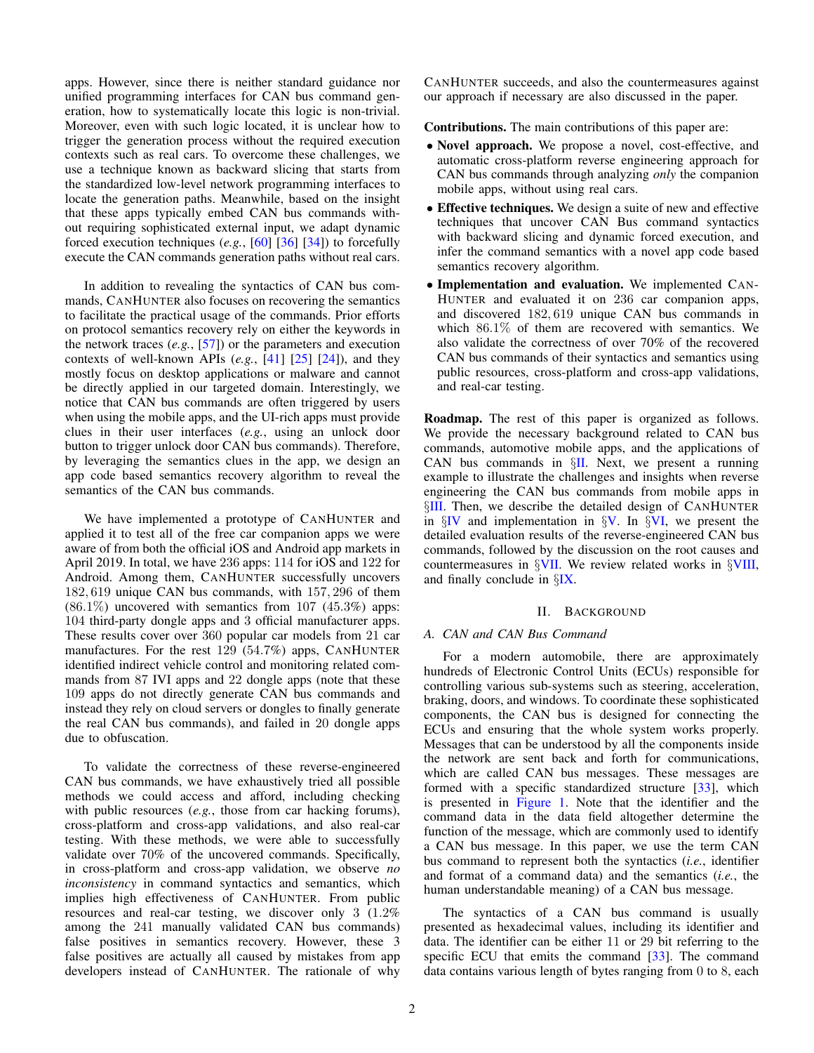apps. However, since there is neither standard guidance nor unified programming interfaces for CAN bus command generation, how to systematically locate this logic is non-trivial. Moreover, even with such logic located, it is unclear how to trigger the generation process without the required execution contexts such as real cars. To overcome these challenges, we use a technique known as backward slicing that starts from the standardized low-level network programming interfaces to locate the generation paths. Meanwhile, based on the insight that these apps typically embed CAN bus commands without requiring sophisticated external input, we adapt dynamic forced execution techniques (*e.g.*, [60] [36] [34]) to forcefully execute the CAN commands generation paths without real cars.

In addition to revealing the syntactics of CAN bus commands, CANHUNTER also focuses on recovering the semantics to facilitate the practical usage of the commands. Prior efforts on protocol semantics recovery rely on either the keywords in the network traces (*e.g.*, [57]) or the parameters and execution contexts of well-known APIs (*e.g.*, [41] [25] [24]), and they mostly focus on desktop applications or malware and cannot be directly applied in our targeted domain. Interestingly, we notice that CAN bus commands are often triggered by users when using the mobile apps, and the UI-rich apps must provide clues in their user interfaces (*e.g.*, using an unlock door button to trigger unlock door CAN bus commands). Therefore, by leveraging the semantics clues in the app, we design an app code based semantics recovery algorithm to reveal the semantics of the CAN bus commands.

We have implemented a prototype of CANHUNTER and applied it to test all of the free car companion apps we were aware of from both the official iOS and Android app markets in April 2019. In total, we have 236 apps: 114 for iOS and 122 for Android. Among them, CANHUNTER successfully uncovers 182,619 unique CAN bus commands, with 157,296 of them (86.1%) uncovered with semantics from 107 (45.3%) apps: 104 third-party dongle apps and 3 official manufacturer apps. These results cover over 360 popular car models from 21 car manufactures. For the rest 129 (54.7%) apps, CANHUNTER identified indirect vehicle control and monitoring related commands from 87 IVI apps and 22 dongle apps (note that these 109 apps do not directly generate CAN bus commands and instead they rely on cloud servers or dongles to finally generate the real CAN bus commands), and failed in 20 dongle apps due to obfuscation.

To validate the correctness of these reverse-engineered CAN bus commands, we have exhaustively tried all possible methods we could access and afford, including checking with public resources (*e.g.*, those from car hacking forums), cross-platform and cross-app validations, and also real-car testing. With these methods, we were able to successfully validate over 70% of the uncovered commands. Specifically, in cross-platform and cross-app validation, we observe *no inconsistency* in command syntactics and semantics, which implies high effectiveness of CANHUNTER. From public resources and real-car testing, we discover only 3 (1.2% among the 241 manually validated CAN bus commands) false positives in semantics recovery. However, these 3 false positives are actually all caused by mistakes from app developers instead of CANHUNTER. The rationale of why CANHUNTER succeeds, and also the countermeasures against our approach if necessary are also discussed in the paper.

**Contributions.** The main contributions of this paper are:

- **Novel approach.** We propose a novel, cost-effective, and automatic cross-platform reverse engineering approach for CAN bus commands through analyzing *only* the companion mobile apps, without using real cars.
- **Effective techniques.** We design a suite of new and effective techniques that uncover CAN Bus command syntactics with backward slicing and dynamic forced execution, and infer the command semantics with a novel app code based semantics recovery algorithm.
- **Implementation and evaluation.** We implemented CANHUNTER and evaluated it on 236 car companion apps, and discovered 182,619 unique CAN bus commands in which 86.1% of them are recovered with semantics. We also validate the correctness of over 70% of the recovered CAN bus commands of their syntactics and semantics using public resources, cross-platform and cross-app validations, and real-car testing.

**Roadmap.** The rest of this paper is organized as follows. We provide the necessary background related to CAN bus commands, automotive mobile apps, and the applications of CAN bus commands in §II. Next, we present a running example to illustrate the challenges and insights when reverse engineering the CAN bus commands from mobile apps in §III. Then, we describe the detailed design of CANHUNTER in §IV and implementation in §V. In §VI, we present the detailed evaluation results of the reverse-engineered CAN bus commands, followed by the discussion on the root causes and countermeasures in §VII. We review related works in §VIII, and finally conclude in §IX.

## II. BACKGROUND

### A. CAN and CAN Bus Command

For a modern automobile, there are approximately hundreds of Electronic Control Units (ECUs) responsible for controlling various sub-systems such as steering, acceleration, braking, doors, and windows. To coordinate these sophisticated components, the CAN bus is designed for connecting the ECUs and ensuring that the whole system works properly. Messages that can be understood by all the components inside the network are sent back and forth for communications, which are called CAN bus messages. These messages are formed with a specific standardized structure [33], which is presented in Figure 1. Note that the identifier and the command data in the data field altogether determine the function of the message, which are commonly used to identify a CAN bus message. In this paper, we use the term CAN bus command to represent both the syntactics (*i.e.*, identifier and format of a command data) and the semantics (*i.e.*, the human understandable meaning) of a CAN bus message.

The syntactics of a CAN bus command is usually presented as hexadecimal values, including its identifier and data. The identifier can be either 11 or 29 bit referring to the specific ECU that emits the command [33]. The command data contains various length of bytes ranging from 0 to 8, each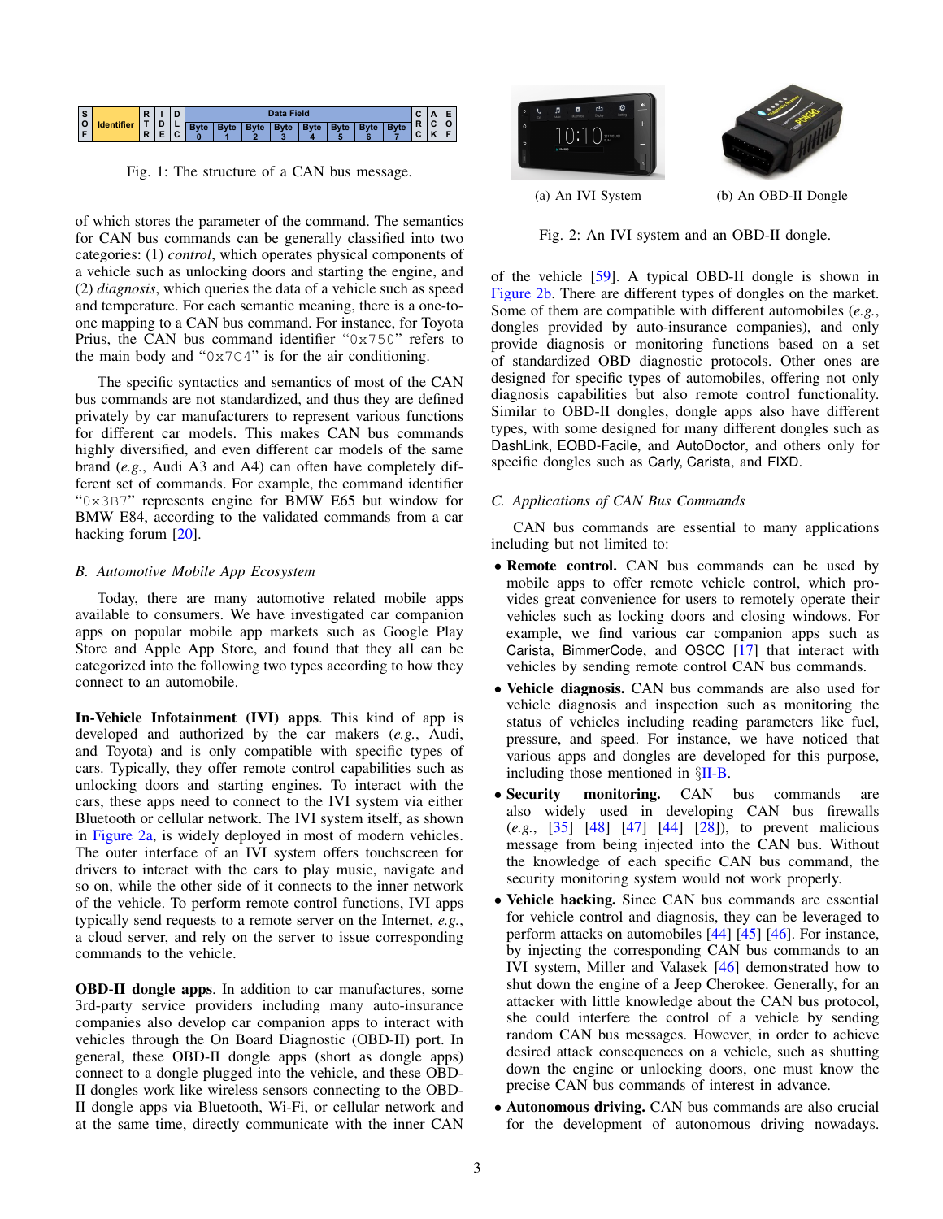| S O F | Identifier | R T R | I D E | D L C | Data Field | | | | | | | | C R C | A C K | E O F |
|---|---|---|---|---|---|---|---|---|---|---|---|---|---|---|---|
| | | | | | Byte 0 | Byte 1 | Byte 2 | Byte 3 | Byte 4 | Byte 5 | Byte 6 | Byte 7 | | | |

Fig. 1: The structure of a CAN bus message.

of which stores the parameter of the command. The semantics for CAN bus commands can be generally classified into two categories: (1) *control*, which operates physical components of a vehicle such as unlocking doors and starting the engine, and (2) *diagnosis*, which queries the data of a vehicle such as speed and temperature. For each semantic meaning, there is a one-to-one mapping to a CAN bus command. For instance, for Toyota Prius, the CAN bus command identifier "0x750" refers to the main body and "0x7C4" is for the air conditioning.

The specific syntactics and semantics of most of the CAN bus commands are not standardized, and thus they are defined privately by car manufacturers to represent various functions for different car models. This makes CAN bus commands highly diversified, and even different car models of the same brand (*e.g.*, Audi A3 and A4) can often have completely different set of commands. For example, the command identifier "0x3B7" represents engine for BMW E65 but window for BMW E84, according to the validated commands from a car hacking forum [20].

### B. Automotive Mobile App Ecosystem

Today, there are many automotive related mobile apps available to consumers. We have investigated car companion apps on popular mobile app markets such as Google Play Store and Apple App Store, and found that they all can be categorized into the following two types according to how they connect to an automobile.

**In-Vehicle Infotainment (IVI) apps**. This kind of app is developed and authorized by the car makers (*e.g.*, Audi, and Toyota) and is only compatible with specific types of cars. Typically, they offer remote control capabilities such as unlocking doors and starting engines. To interact with the cars, these apps need to connect to the IVI system via either Bluetooth or cellular network. The IVI system itself, as shown in Figure 2a, is widely deployed in most of modern vehicles. The outer interface of an IVI system offers touchscreen for drivers to interact with the cars to play music, navigate and so on, while the other side of it connects to the inner network of the vehicle. To perform remote control functions, IVI apps typically send requests to a remote server on the Internet, *e.g.*, a cloud server, and rely on the server to issue corresponding commands to the vehicle.

**OBD-II dongle apps**. In addition to car manufactures, some 3rd-party service providers including many auto-insurance companies also develop car companion apps to interact with vehicles through the On Board Diagnostic (OBD-II) port. In general, these OBD-II dongle apps (short as dongle apps) connect to a dongle plugged into the vehicle, and these OBD-II dongles work like wireless sensors connecting to the OBD-II dongle apps via Bluetooth, Wi-Fi, or cellular network and at the same time, directly communicate with the inner CAN

(a) An IVI System (b) An OBD-II Dongle

Fig. 2: An IVI system and an OBD-II dongle.

of the vehicle [59]. A typical OBD-II dongle is shown in Figure 2b. There are different types of dongles on the market. Some of them are compatible with different automobiles (*e.g.*, dongles provided by auto-insurance companies), and only provide diagnosis or monitoring functions based on a set of standardized OBD diagnostic protocols. Other ones are designed for specific types of automobiles, offering not only diagnosis capabilities but also remote control functionality. Similar to OBD-II dongles, dongle apps also have different types, with some designed for many different dongles such as DashLink, EOBD-Facile, and AutoDoctor, and others only for specific dongles such as Carly, Carista, and FIXD.

### C. Applications of CAN Bus Commands

CAN bus commands are essential to many applications including but not limited to:

- **Remote control.** CAN bus commands can be used by mobile apps to offer remote vehicle control, which provides great convenience for users to remotely operate their vehicles such as locking doors and closing windows. For example, we find various car companion apps such as Carista, BimmerCode, and OSCC [17] that interact with vehicles by sending remote control CAN bus commands.
- **Vehicle diagnosis.** CAN bus commands are also used for vehicle diagnosis and inspection such as monitoring the status of vehicles including reading parameters like fuel, pressure, and speed. For instance, we have noticed that various apps and dongles are developed for this purpose, including those mentioned in §II-B.
- **Security monitoring.** CAN bus commands are also widely used in developing CAN bus firewalls (*e.g.*, [35] [48] [47] [44] [28]), to prevent malicious message from being injected into the CAN bus. Without the knowledge of each specific CAN bus command, the security monitoring system would not work properly.
- **Vehicle hacking.** Since CAN bus commands are essential for vehicle control and diagnosis, they can be leveraged to perform attacks on automobiles [44] [45] [46]. For instance, by injecting the corresponding CAN bus commands to an IVI system, Miller and Valasek [46] demonstrated how to shut down the engine of a Jeep Cherokee. Generally, for an attacker with little knowledge about the CAN bus protocol, she could interfere the control of a vehicle by sending random CAN bus messages. However, in order to achieve desired attack consequences on a vehicle, such as shutting down the engine or unlocking doors, one must know the precise CAN bus commands of interest in advance.
- **Autonomous driving.** CAN bus commands are also crucial for the development of autonomous driving nowadays.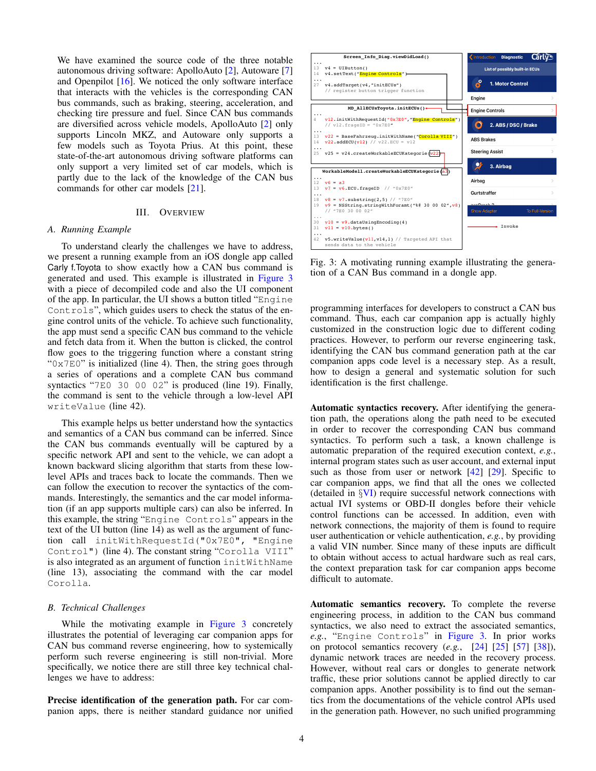We have examined the source code of the three notable autonomous driving software: ApolloAuto [2], Autoware [7] and Openpilot [16]. We noticed the only software interface that interacts with the vehicles is the corresponding CAN bus commands, such as braking, steering, acceleration, and checking tire pressure and fuel. Since CAN bus commands are diversified across vehicle models, ApolloAuto [2] only supports Lincoln MKZ, and Autoware only supports a few models such as Toyota Prius. At this point, these state-of-the-art autonomous driving software platforms can only support a very limited set of car models, which is partly due to the lack of the knowledge of the CAN bus commands for other car models [21].

## III. Overview

### A. Running Example

To understand clearly the challenges we have to address, we present a running example from an iOS dongle app called Carly f.Toyota to show exactly how a CAN bus command is generated and used. This example is illustrated in Figure 3 with a piece of decompiled code and also the UI component of the app. In particular, the UI shows a button titled "`Engine Controls`", which guides users to check the status of the engine control units of the vehicle. To achieve such functionality, the app must send a specific CAN bus command to the vehicle and fetch data from it. When the button is clicked, the control flow goes to the triggering function where a constant string "`0x7E0`" is initialized (line 4). Then, the string goes through a series of operations and a complete CAN bus command syntactics "`7E0 30 00 02`" is produced (line 19). Finally, the command is sent to the vehicle through a low-level API `writeValue` (line 42).

This example helps us better understand how the syntactics and semantics of a CAN bus command can be inferred. Since the CAN bus commands eventually will be captured by a specific network API and sent to the vehicle, we can adopt a known backward slicing algorithm that starts from these low-level APIs and traces back to locate the commands. Then we can follow the execution to recover the syntactics of the commands. Interestingly, the semantics and the car model information (if an app supports multiple cars) can also be inferred. In this example, the string "`Engine Controls`" appears in the text of the UI button (line 14) as well as the argument of function call `initWithRequestId("0x7E0", "Engine Control")` (line 4). The constant string "`Corolla VIII`" is also integrated as an argument of function `initWithName` (line 13), associating the command with the car model `Corolla`.

### B. Technical Challenges

While the motivating example in Figure 3 concretely illustrates the potential of leveraging car companion apps for CAN bus command reverse engineering, how to systemically perform such reverse engineering is still non-trivial. More specifically, we notice there are still three key technical challenges we have to address:

**Precise identification of the generation path.** For car companion apps, there is neither standard guidance nor unified programming interfaces for developers to construct a CAN bus command. Thus, each car companion app is actually highly customized in the construction logic due to different coding practices. However, to perform our reverse engineering task, identifying the CAN bus command generation path at the car companion apps code level is a necessary step. As a result, how to design a general and systematic solution for such identification is the first challenge.

```
Screen_Info_Diag.viewDidLoad()
...
13  v4 = UIButton()
14  v4.setText("Engine Controls")
...
27  v4.addTarget(v4,"initECUs")
    // register button trigger function

MD_AllECUsToyota.initECUs()
...
4   v12.initWithRequestId("0x7E0","Engine Controls")
    // v12.frageID = "0x7E0"
...
13  v22 = BaseFahrzeug.initWithName("Corolla VIII")
14  v22.addECU(v12) // v22.ECU = v12
...
25  v25 = v24.createWorkableECUKategorie(v22)

WorkableModell.createWorkableECUKategorie(a3)
...
12  v6 = a3
13  v7 = v6.ECU.frageID  // "0x7E0"
...
18  v8 = v7.substring(2,5) // "7E0"
19  v9 = NSString.stringWithForamt("%@ 30 00 02",v8)
    // "7E0 30 00 02"
...
30  v10 = v9.dataUsingEncoding(4)
31  v11 = v10.bytes()
...
42  v5.writeValue(v11,v14,1) // Targeted API that
    sends data to the vehicle
```

Fig. 3: A motivating running example illustrating the generation of a CAN Bus command in a dongle app.

**Automatic syntactics recovery.** After identifying the generation path, the operations along the path need to be executed in order to recover the corresponding CAN bus command syntactics. To perform such a task, a known challenge is automatic preparation of the required execution context, *e.g.*, internal program states such as user account, and external input such as those from user or network [42] [29]. Specific to car companion apps, we find that all the ones we collected (detailed in §VI) require successful network connections with actual IVI systems or OBD-II dongles before their vehicle control functions can be accessed. In addition, even with network connections, the majority of them is found to require user authentication or vehicle authentication, *e.g.*, by providing a valid VIN number. Since many of these inputs are difficult to obtain without access to actual hardware such as real cars, the context preparation task for car companion apps become difficult to automate.

**Automatic semantics recovery.** To complete the reverse engineering process, in addition to the CAN bus command syntactics, we also need to extract the associated semantics, *e.g.*, "`Engine Controls`" in Figure 3. In prior works on protocol semantics recovery (*e.g.*, [24] [25] [57] [38]), dynamic network traces are needed in the recovery process. However, without real cars or dongles to generate network traffic, these prior solutions cannot be applied directly to car companion apps. Another possibility is to find out the semantics from the documentations of the vehicle control APIs used in the generation path. However, no such unified programming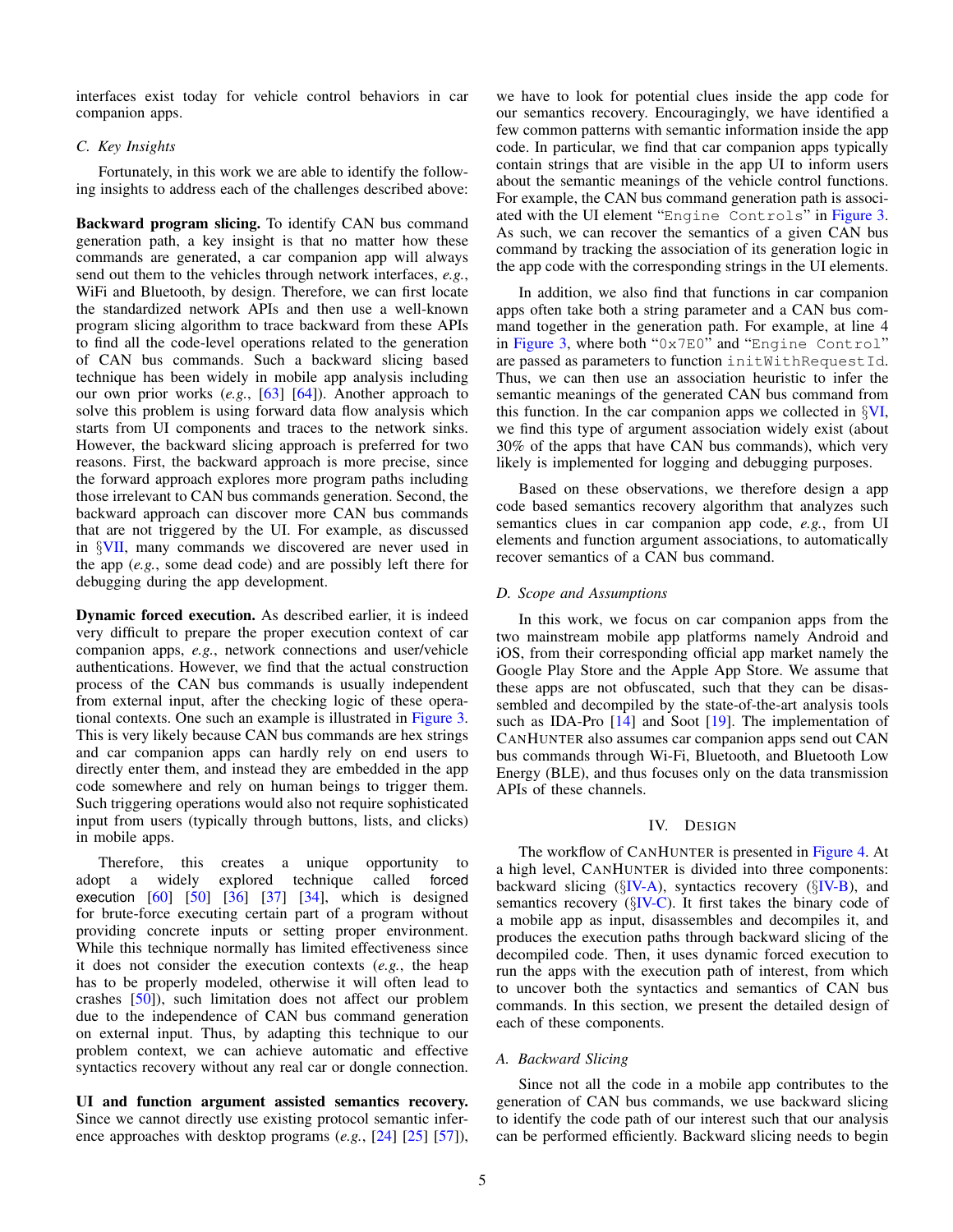interfaces exist today for vehicle control behaviors in car companion apps.

### C. Key Insights

Fortunately, in this work we are able to identify the following insights to address each of the challenges described above:

**Backward program slicing.** To identify CAN bus command generation path, a key insight is that no matter how these commands are generated, a car companion app will always send out them to the vehicles through network interfaces, *e.g.*, WiFi and Bluetooth, by design. Therefore, we can first locate the standardized network APIs and then use a well-known program slicing algorithm to trace backward from these APIs to find all the code-level operations related to the generation of CAN bus commands. Such a backward slicing based technique has been widely in mobile app analysis including our own prior works (*e.g.*, [63] [64]). Another approach to solve this problem is using forward data flow analysis which starts from UI components and traces to the network sinks. However, the backward slicing approach is preferred for two reasons. First, the backward approach is more precise, since the forward approach explores more program paths including those irrelevant to CAN bus commands generation. Second, the backward approach can discover more CAN bus commands that are not triggered by the UI. For example, as discussed in §VII, many commands we discovered are never used in the app (*e.g.*, some dead code) and are possibly left there for debugging during the app development.

**Dynamic forced execution.** As described earlier, it is indeed very difficult to prepare the proper execution context of car companion apps, *e.g.*, network connections and user/vehicle authentications. However, we find that the actual construction process of the CAN bus commands is usually independent from external input, after the checking logic of these operational contexts. One such an example is illustrated in Figure 3. This is very likely because CAN bus commands are hex strings and car companion apps can hardly rely on end users to directly enter them, and instead they are embedded in the app code somewhere and rely on human beings to trigger them. Such triggering operations would also not require sophisticated input from users (typically through buttons, lists, and clicks) in mobile apps.

Therefore, this creates a unique opportunity to adopt a widely explored technique called `forced execution` [60] [50] [36] [37] [34], which is designed for brute-force executing certain part of a program without providing concrete inputs or setting proper environment. While this technique normally has limited effectiveness since it does not consider the execution contexts (*e.g.*, the heap has to be properly modeled, otherwise it will often lead to crashes [50]), such limitation does not affect our problem due to the independence of CAN bus command generation on external input. Thus, by adapting this technique to our problem context, we can achieve automatic and effective syntactics recovery without any real car or dongle connection.

**UI and function argument assisted semantics recovery.** Since we cannot directly use existing protocol semantic inference approaches with desktop programs (*e.g.*, [24] [25] [57]), we have to look for potential clues inside the app code for our semantics recovery. Encouragingly, we have identified a few common patterns with semantic information inside the app code. In particular, we find that car companion apps typically contain strings that are visible in the app UI to inform users about the semantic meanings of the vehicle control functions. For example, the CAN bus command generation path is associated with the UI element "`Engine Controls`" in Figure 3. As such, we can recover the semantics of a given CAN bus command by tracking the association of its generation logic in the app code with the corresponding strings in the UI elements.

In addition, we also find that functions in car companion apps often take both a string parameter and a CAN bus command together in the generation path. For example, at line 4 in Figure 3, where both "`0x7E0`" and "`Engine Control`" are passed as parameters to function `initWithRequestId`. Thus, we can then use an association heuristic to infer the semantic meanings of the generated CAN bus command from this function. In the car companion apps we collected in §VI, we find this type of argument association widely exist (about 30% of the apps that have CAN bus commands), which very likely is implemented for logging and debugging purposes.

Based on these observations, we therefore design a app code based semantics recovery algorithm that analyzes such semantics clues in car companion app code, *e.g.*, from UI elements and function argument associations, to automatically recover semantics of a CAN bus command.

### D. Scope and Assumptions

In this work, we focus on car companion apps from the two mainstream mobile app platforms namely Android and iOS, from their corresponding official app market namely the Google Play Store and the Apple App Store. We assume that these apps are not obfuscated, such that they can be disassembled and decompiled by the state-of-the-art analysis tools such as IDA-Pro [14] and Soot [19]. The implementation of CANHUNTER also assumes car companion apps send out CAN bus commands through Wi-Fi, Bluetooth, and Bluetooth Low Energy (BLE), and thus focuses only on the data transmission APIs of these channels.

## IV. Design

The workflow of CANHUNTER is presented in Figure 4. At a high level, CANHUNTER is divided into three components: backward slicing (§IV-A), syntactics recovery (§IV-B), and semantics recovery (§IV-C). It first takes the binary code of a mobile app as input, disassembles and decompiles it, and produces the execution paths through backward slicing of the decompiled code. Then, it uses dynamic forced execution to run the apps with the execution path of interest, from which to uncover both the syntactics and semantics of CAN bus commands. In this section, we present the detailed design of each of these components.

### A. Backward Slicing

Since not all the code in a mobile app contributes to the generation of CAN bus commands, we use backward slicing to identify the code path of our interest such that our analysis can be performed efficiently. Backward slicing needs to begin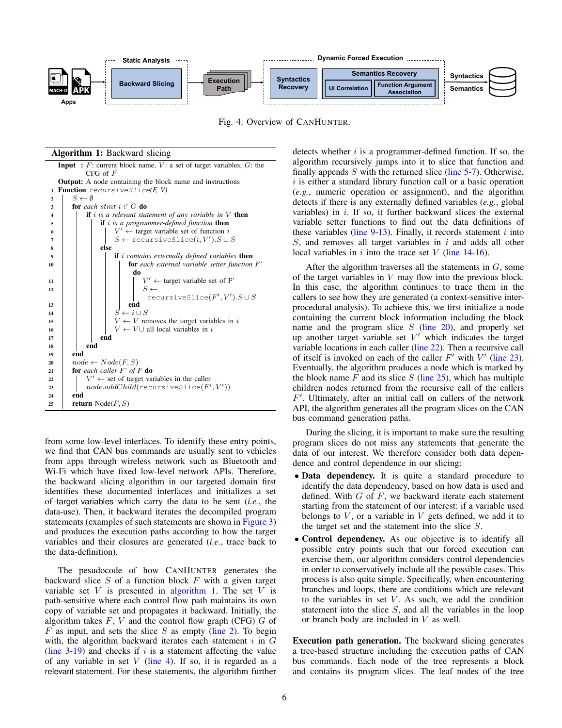Static Analysis — Backward Slicing → Execution Path → Dynamic Forced Execution: Syntactics Recovery; Semantics Recovery (UI Correlation, Function Argument Association) → Syntactics, Semantics

Apps: MACH-O, APK

Fig. 4: Overview of CANHUNTER.

**Algorithm 1:** Backward slicing

```
Input : F: current block name, V: a set of target variables, G: the
        CFG of F
Output: A node containing the block name and instructions
1  Function recursiveSlice(F, V)
2      S ← ∅
3      for each stmt i ∈ G do
4          if i is a relevant statement of any variable in V then
5              if i is a programmer-defined function then
6                  V' ← target variable set of function i
7                  S ← recursiveSlice(i, V').S ∪ S
8              else
9                  if i contains externally defined variables then
10                     for each external variable setter function F'
                       do
11                         V' ← target variable set of F'
12                         S ←
                             recursiveSlice(F', V').S ∪ S
13                     end
14                 S ← i ∪ S
15                 V ← V removes the target variables in i
16                 V ← V∪ all local variables in i
17             end
18         end
19     end
20     node ← Node(F, S)
21     for each caller F' of F do
22         V' ← set of target variables in the caller
23         node.addChild(recursiveSlice(F', V'))
24     end
25     return Node(F, S)
```

from some low-level interfaces. To identify these entry points, we find that CAN bus commands are usually sent to vehicles from apps through wireless network such as Bluetooth and Wi-Fi which have fixed low-level network APIs. Therefore, the backward slicing algorithm in our targeted domain first identifies these documented interfaces and initializes a set of target variables which carry the data to be sent (*i.e.*, the data-use). Then, it backward iterates the decompiled program statements (examples of such statements are shown in Figure 3) and produces the execution paths according to how the target variables and their closures are generated (*i.e.*, trace back to the data-definition).

The pesudocode of how CANHUNTER generates the backward slice $S$ of a function block $F$ with a given target variable set $V$ is presented in algorithm 1. The set $V$ is path-sensitive where each control flow path maintains its own copy of variable set and propagates it backward. Initially, the algorithm takes $F$, $V$ and the control flow graph (CFG) $G$ of $F$ as input, and sets the slice $S$ as empty (line 2). To begin with, the algorithm backward iterates each statement $i$ in $G$ (line 3-19) and checks if $i$ is a statement affecting the value of any variable in set $V$ (line 4). If so, it is regarded as a relevant statement. For these statements, the algorithm further detects whether $i$ is a programmer-defined function. If so, the algorithm recursively jumps into it to slice that function and finally appends $S$ with the returned slice (line 5-7). Otherwise, $i$ is either a standard library function call or a basic operation (*e.g.*, numeric operation or assignment), and the algorithm detects if there is any externally defined variables (*e.g.*, global variables) in $i$. If so, it further backward slices the external variable setter functions to find out the data definitions of these variables (line 9-13). Finally, it records statement $i$ into $S$, and removes all target variables in $i$ and adds all other local variables in $i$ into the trace set $V$ (line 14-16).

After the algorithm traverses all the statements in $G$, some of the target variables in $V$ may flow into the previous block. In this case, the algorithm continues to trace them in the callers to see how they are generated (a context-sensitive inter-procedural analysis). To achieve this, we first initialize a node containing the current block information including the block name and the program slice $S$ (line 20), and properly set up another target variable set $V'$ which indicates the target variable locations in each caller (line 22). Then a recursive call of itself is invoked on each of the caller $F'$ with $V'$ (line 23). Eventually, the algorithm produces a node which is marked by the block name $F$ and its slice $S$ (line 25), which has multiple children nodes returned from the recursive call of the callers $F'$. Ultimately, after an initial call on callers of the network API, the algorithm generates all the program slices on the CAN bus command generation paths.

During the slicing, it is important to make sure the resulting program slices do not miss any statements that generate the data of our interest. We therefore consider both data dependence and control dependence in our slicing:

- **Data dependency.** It is quite a standard procedure to identify the data dependency, based on how data is used and defined. With $G$ of $F$, we backward iterate each statement starting from the statement of our interest: if a variable used belongs to $V$, or a variable in $V$ gets defined, we add it to the target set and the statement into the slice $S$.
- **Control dependency.** As our objective is to identify all possible entry points such that our forced execution can exercise them, our algorithm considers control dependencies in order to conservatively include all the possible cases. This process is also quite simple. Specifically, when encountering branches and loops, there are conditions which are relevant to the variables in set $V$. As such, we add the condition statement into the slice $S$, and all the variables in the loop or branch body are included in $V$ as well.

**Execution path generation.** The backward slicing generates a tree-based structure including the execution paths of CAN bus commands. Each node of the tree represents a block and contains its program slices. The leaf nodes of the tree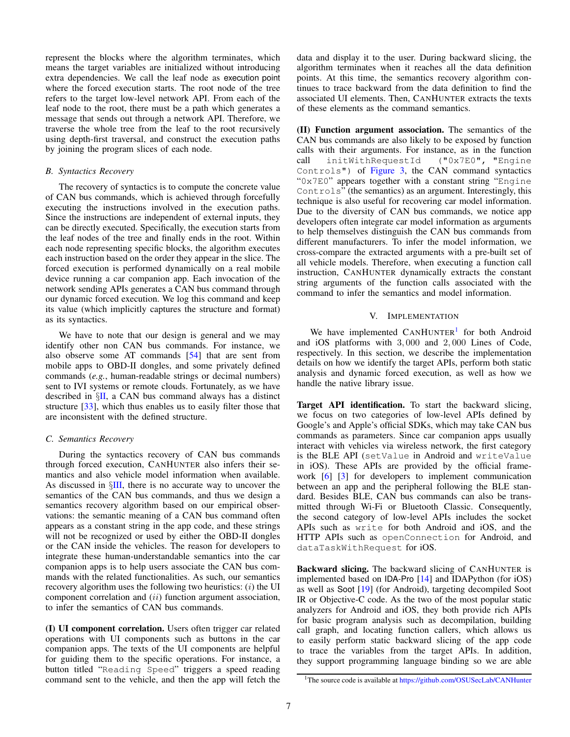represent the blocks where the algorithm terminates, which means the target variables are initialized without introducing extra dependencies. We call the leaf node as execution point where the forced execution starts. The root node of the tree refers to the target low-level network API. From each of the leaf node to the root, there must be a path which generates a message that sends out through a network API. Therefore, we traverse the whole tree from the leaf to the root recursively using depth-first traversal, and construct the execution paths by joining the program slices of each node.

### *B. Syntactics Recovery*

The recovery of syntactics is to compute the concrete value of CAN bus commands, which is achieved through forcefully executing the instructions involved in the execution paths. Since the instructions are independent of external inputs, they can be directly executed. Specifically, the execution starts from the leaf nodes of the tree and finally ends in the root. Within each node representing specific blocks, the algorithm executes each instruction based on the order they appear in the slice. The forced execution is performed dynamically on a real mobile device running a car companion app. Each invocation of the network sending APIs generates a CAN bus command through our dynamic forced execution. We log this command and keep its value (which implicitly captures the structure and format) as its syntactics.

We have to note that our design is general and we may identify other non CAN bus commands. For instance, we also observe some AT commands [54] that are sent from mobile apps to OBD-II dongles, and some privately defined commands (*e.g.*, human-readable strings or decimal numbers) sent to IVI systems or remote clouds. Fortunately, as we have described in §II, a CAN bus command always has a distinct structure [33], which thus enables us to easily filter those that are inconsistent with the defined structure.

### *C. Semantics Recovery*

During the syntactics recovery of CAN bus commands through forced execution, CANHUNTER also infers their semantics and also vehicle model information when available. As discussed in §III, there is no accurate way to uncover the semantics of the CAN bus commands, and thus we design a semantics recovery algorithm based on our empirical observations: the semantic meaning of a CAN bus command often appears as a constant string in the app code, and these strings will not be recognized or used by either the OBD-II dongles or the CAN inside the vehicles. The reason for developers to integrate these human-understandable semantics into the car companion apps is to help users associate the CAN bus commands with the related functionalities. As such, our semantics recovery algorithm uses the following two heuristics: $(i)$ the UI component correlation and $(ii)$ function argument association, to infer the semantics of CAN bus commands.

**(I) UI component correlation.** Users often trigger car related operations with UI components such as buttons in the car companion apps. The texts of the UI components are helpful for guiding them to the specific operations. For instance, a button titled "`Reading Speed`" triggers a speed reading command sent to the vehicle, and then the app will fetch the data and display it to the user. During backward slicing, the algorithm terminates when it reaches all the data definition points. At this time, the semantics recovery algorithm continues to trace backward from the data definition to find the associated UI elements. Then, CANHUNTER extracts the texts of these elements as the command semantics.

**(II) Function argument association.** The semantics of the CAN bus commands are also likely to be exposed by function calls with their arguments. For instance, as in the function call `initWithRequestId ("0x7E0", "Engine Controls")` of Figure 3, the CAN command syntactics "`0x7E0`" appears together with a constant string "`Engine Controls`" (the semantics) as an argument. Interestingly, this technique is also useful for recovering car model information. Due to the diversity of CAN bus commands, we notice app developers often integrate car model information as arguments to help themselves distinguish the CAN bus commands from different manufacturers. To infer the model information, we cross-compare the extracted arguments with a pre-built set of all vehicle models. Therefore, when executing a function call instruction, CANHUNTER dynamically extracts the constant string arguments of the function calls associated with the command to infer the semantics and model information.

## V. IMPLEMENTATION

We have implemented CANHUNTER[1] for both Android and iOS platforms with 3,000 and 2,000 Lines of Code, respectively. In this section, we describe the implementation details on how we identify the target APIs, perform both static analysis and dynamic forced execution, as well as how we handle the native library issue.

**Target API identification.** To start the backward slicing, we focus on two categories of low-level APIs defined by Google's and Apple's official SDKs, which may take CAN bus commands as parameters. Since car companion apps usually interact with vehicles via wireless network, the first category is the BLE API (`setValue` in Android and `writeValue` in iOS). These APIs are provided by the official framework [6] [3] for developers to implement communication between an app and the peripheral following the BLE standard. Besides BLE, CAN bus commands can also be transmitted through Wi-Fi or Bluetooth Classic. Consequently, the second category of low-level APIs includes the socket APIs such as `write` for both Android and iOS, and the HTTP APIs such as `openConnection` for Android, and `dataTaskWithRequest` for iOS.

**Backward slicing.** The backward slicing of CANHUNTER is implemented based on IDA-Pro [14] and IDAPython (for iOS) as well as Soot [19] (for Android), targeting decompiled Soot IR or Objective-C code. As the two of the most popular static analyzers for Android and iOS, they both provide rich APIs for basic program analysis such as decompilation, building call graph, and locating function callers, which allows us to easily perform static backward slicing of the app code to trace the variables from the target APIs. In addition, they support programming language binding so we are able

[1] The source code is available at https://github.com/OSUSecLab/CANHunter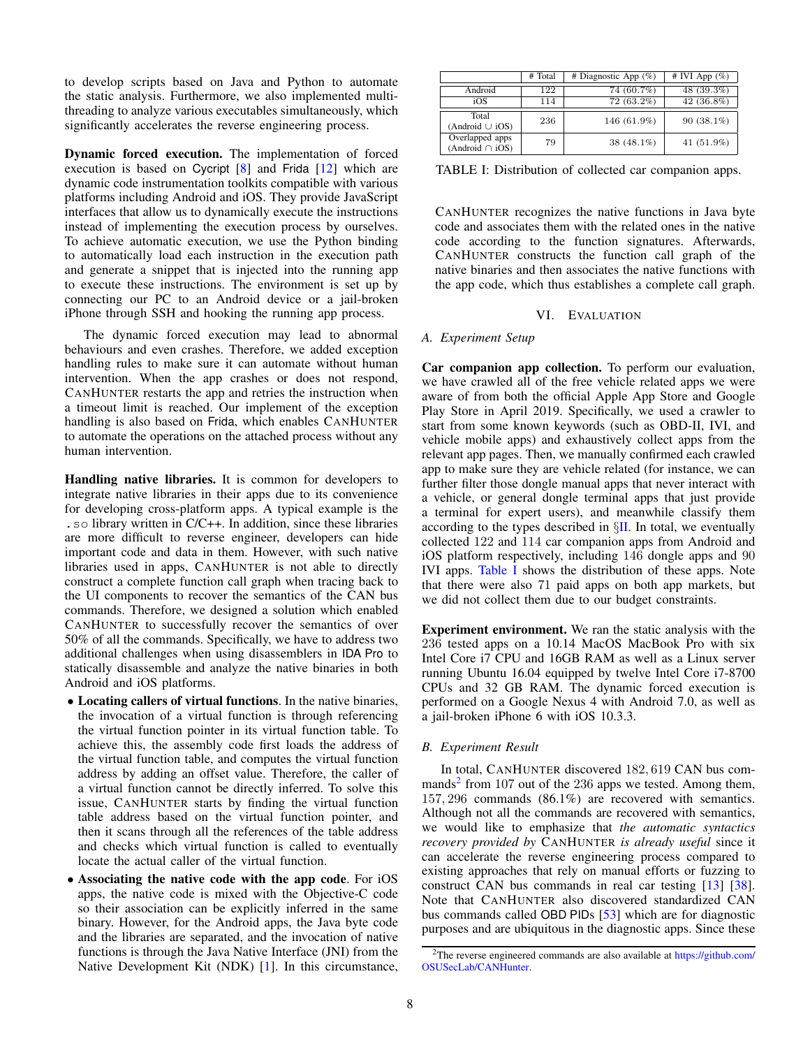to develop scripts based on Java and Python to automate the static analysis. Furthermore, we also implemented multi-threading to analyze various executables simultaneously, which significantly accelerates the reverse engineering process.

**Dynamic forced execution.** The implementation of forced execution is based on Cycript [8] and Frida [12] which are dynamic code instrumentation toolkits compatible with various platforms including Android and iOS. They provide JavaScript interfaces that allow us to dynamically execute the instructions instead of implementing the execution process by ourselves. To achieve automatic execution, we use the Python binding to automatically load each instruction in the execution path and generate a snippet that is injected into the running app to execute these instructions. The environment is set up by connecting our PC to an Android device or a jail-broken iPhone through SSH and hooking the running app process.

The dynamic forced execution may lead to abnormal behaviours and even crashes. Therefore, we added exception handling rules to make sure it can automate without human intervention. When the app crashes or does not respond, CANHUNTER restarts the app and retries the instruction when a timeout limit is reached. Our implement of the exception handling is also based on Frida, which enables CANHUNTER to automate the operations on the attached process without any human intervention.

**Handling native libraries.** It is common for developers to integrate native libraries in their apps due to its convenience for developing cross-platform apps. A typical example is the .so library written in C/C++. In addition, since these libraries are more difficult to reverse engineer, developers can hide important code and data in them. However, with such native libraries used in apps, CANHUNTER is not able to directly construct a complete function call graph when tracing back to the UI components to recover the semantics of the CAN bus commands. Therefore, we designed a solution which enabled CANHUNTER to successfully recover the semantics of over 50% of all the commands. Specifically, we have to address two additional challenges when using disassemblers in IDA Pro to statically disassemble and analyze the native binaries in both Android and iOS platforms.

- **Locating callers of virtual functions**. In the native binaries, the invocation of a virtual function is through referencing the virtual function pointer in its virtual function table. To achieve this, the assembly code first loads the address of the virtual function table, and computes the virtual function address by adding an offset value. Therefore, the caller of a virtual function cannot be directly inferred. To solve this issue, CANHUNTER starts by finding the virtual function table address based on the virtual function pointer, and then it scans through all the references of the table address and checks which virtual function is called to eventually locate the actual caller of the virtual function.
- **Associating the native code with the app code**. For iOS apps, the native code is mixed with the Objective-C code so their association can be explicitly inferred in the same binary. However, for the Android apps, the Java byte code and the libraries are separated, and the invocation of native functions is through the Java Native Interface (JNI) from the Native Development Kit (NDK) [1]. In this circumstance, CANHUNTER recognizes the native functions in Java byte code and associates them with the related ones in the native code according to the function signatures. Afterwards, CANHUNTER constructs the function call graph of the native binaries and then associates the native functions with the app code, which thus establishes a complete call graph.

| | # Total | # Diagnostic App (%) | # IVI App (%) |
|---|---|---|---|
| Android | 122 | 74 (60.7%) | 48 (39.3%) |
| iOS | 114 | 72 (63.2%) | 42 (36.8%) |
| Total (Android ∪ iOS) | 236 | 146 (61.9%) | 90 (38.1%) |
| Overlapped apps (Android ∩ iOS) | 79 | 38 (48.1%) | 41 (51.9%) |

TABLE I: Distribution of collected car companion apps.

## VI. EVALUATION

### A. Experiment Setup

**Car companion app collection.** To perform our evaluation, we have crawled all of the free vehicle related apps we were aware of from both the official Apple App Store and Google Play Store in April 2019. Specifically, we used a crawler to start from some known keywords (such as OBD-II, IVI, and vehicle mobile apps) and exhaustively collect apps from the relevant app pages. Then, we manually confirmed each crawled app to make sure they are vehicle related (for instance, we can further filter those dongle manual apps that never interact with a vehicle, or general dongle terminal apps that just provide a terminal for expert users), and meanwhile classify them according to the types described in §II. In total, we eventually collected 122 and 114 car companion apps from Android and iOS platform respectively, including 146 dongle apps and 90 IVI apps. Table I shows the distribution of these apps. Note that there were also 71 paid apps on both app markets, but we did not collect them due to our budget constraints.

**Experiment environment.** We ran the static analysis with the 236 tested apps on a 10.14 MacOS MacBook Pro with six Intel Core i7 CPU and 16GB RAM as well as a Linux server running Ubuntu 16.04 equipped by twelve Intel Core i7-8700 CPUs and 32 GB RAM. The dynamic forced execution is performed on a Google Nexus 4 with Android 7.0, as well as a jail-broken iPhone 6 with iOS 10.3.3.

### B. Experiment Result

In total, CANHUNTER discovered 182,619 CAN bus commands[2] from 107 out of the 236 apps we tested. Among them, 157,296 commands (86.1%) are recovered with semantics. Although not all the commands are recovered with semantics, we would like to emphasize that *the automatic syntactics recovery provided by* CANHUNTER *is already useful* since it can accelerate the reverse engineering process compared to existing approaches that rely on manual efforts or fuzzing to construct CAN bus commands in real car testing [13] [38]. Note that CANHUNTER also discovered standardized CAN bus commands called OBD PIDs [53] which are for diagnostic purposes and are ubiquitous in the diagnostic apps. Since these

[2] The reverse engineered commands are also available at https://github.com/OSUSecLab/CANHunter.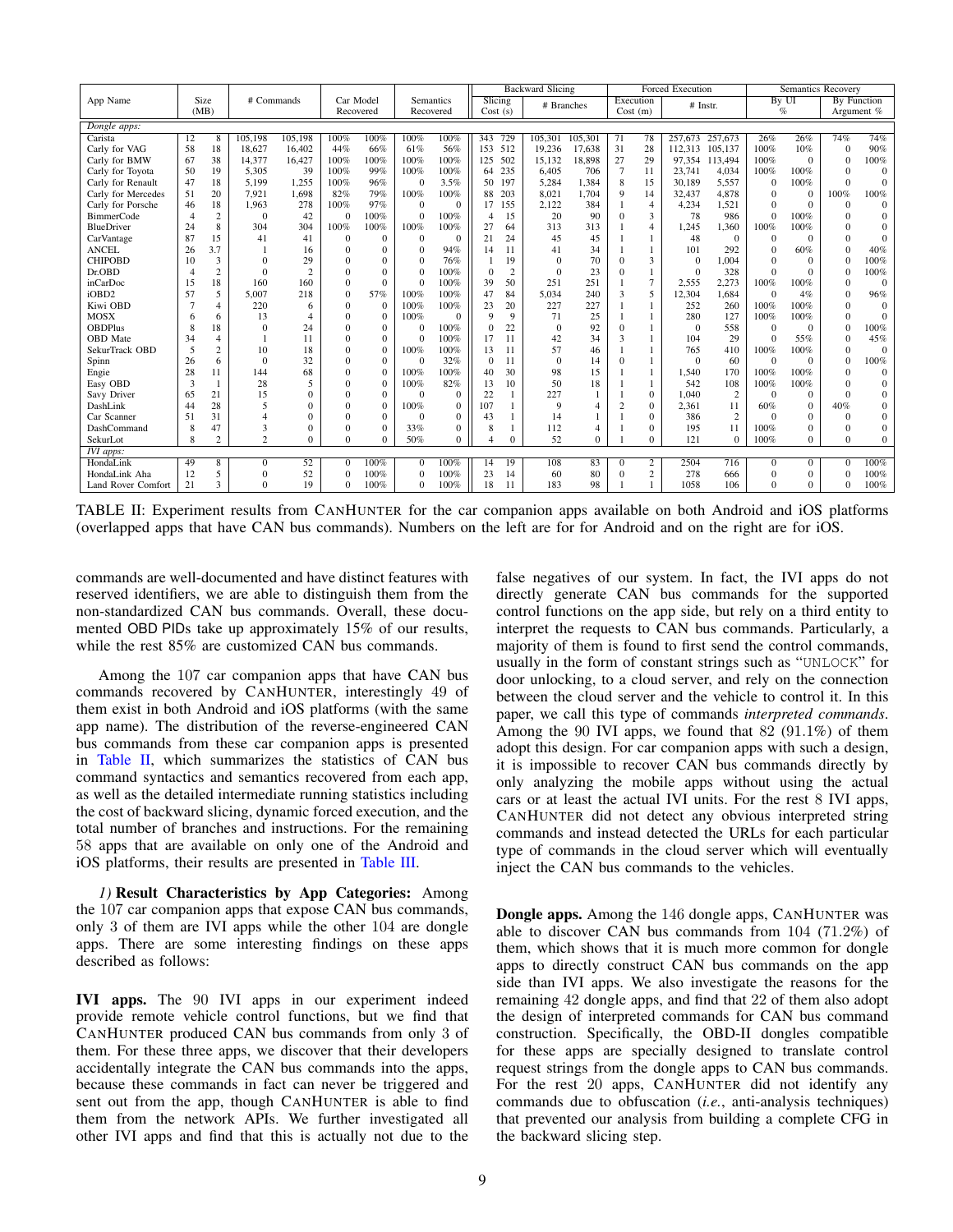| App Name | Size (MB) | | # Commands | | Car Model Recovered | | Semantics Recovered | | Backward Slicing | | | | Forced Execution | | | | Semantics Recovery | | | |
|---|---|---|---|---|---|---|---|---|---|---|---|---|---|---|---|---|---|---|---|---|
| | | | | | | | | | Slicing Cost (s) | | # Branches | | Execution Cost (m) | | # Instr. | | By UI % | | By Function Argument % | |
| *Dongle apps:* | | | | | | | | | | | | | | | | | | | | |
| Carista | 12 | 8 | 105,198 | 105,198 | 100% | 100% | 100% | 100% | 343 | 729 | 105,301 | 105,301 | 71 | 78 | 257,673 | 257,673 | 26% | 26% | 74% | 74% |
| Carly for VAG | 58 | 18 | 18,627 | 16,402 | 44% | 66% | 61% | 56% | 153 | 512 | 19,236 | 17,638 | 31 | 28 | 112,313 | 105,137 | 100% | 10% | 0 | 90% |
| Carly for BMW | 67 | 38 | 14,377 | 16,427 | 100% | 100% | 100% | 100% | 125 | 502 | 15,132 | 18,898 | 27 | 29 | 97,354 | 113,494 | 100% | 0 | 0 | 100% |
| Carly for Toyota | 50 | 19 | 5,305 | 39 | 100% | 99% | 100% | 100% | 64 | 235 | 6,405 | 706 | 7 | 11 | 23,741 | 4,034 | 100% | 100% | 0 | 0 |
| Carly for Renault | 47 | 18 | 5,199 | 1,255 | 100% | 96% | 0 | 3.5% | 50 | 197 | 5,284 | 1,384 | 8 | 15 | 30,189 | 5,557 | 0 | 100% | 0 | 0 |
| Carly for Mercedes | 51 | 20 | 7,921 | 1,698 | 82% | 79% | 100% | 100% | 88 | 203 | 8,021 | 1,704 | 9 | 14 | 32,437 | 4,878 | 0 | 0 | 100% | 100% |
| Carly for Porsche | 46 | 18 | 1,963 | 278 | 100% | 97% | 0 | 0 | 17 | 155 | 2,122 | 384 | 1 | 4 | 4,234 | 1,521 | 0 | 0 | 0 | 0 |
| BimmerCode | 4 | 2 | 0 | 42 | 0 | 100% | 0 | 100% | 4 | 15 | 20 | 90 | 0 | 3 | 78 | 986 | 0 | 100% | 0 | 0 |
| BlueDriver | 24 | 8 | 304 | 304 | 100% | 100% | 100% | 100% | 27 | 64 | 313 | 313 | 1 | 4 | 1,245 | 1,360 | 100% | 100% | 0 | 0 |
| CarVantage | 87 | 15 | 41 | 41 | 0 | 0 | 0 | 0 | 21 | 24 | 45 | 45 | 1 | 1 | 48 | 0 | 0 | 0 | 0 | 0 |
| ANCEL | 26 | 3.7 | 1 | 16 | 0 | 0 | 0 | 94% | 14 | 11 | 41 | 34 | 1 | 1 | 101 | 292 | 0 | 60% | 0 | 40% |
| CHIPOBD | 10 | 3 | 0 | 29 | 0 | 0 | 0 | 76% | 1 | 19 | 0 | 70 | 0 | 3 | 0 | 1,004 | 0 | 0 | 0 | 100% |
| Dr.OBD | 4 | 2 | 0 | 2 | 0 | 0 | 0 | 100% | 0 | 2 | 0 | 23 | 0 | 1 | 0 | 328 | 0 | 0 | 0 | 100% |
| inCarDoc | 15 | 18 | 160 | 160 | 0 | 0 | 0 | 100% | 39 | 50 | 251 | 251 | 1 | 7 | 2,555 | 2,273 | 100% | 100% | 0 | 0 |
| iOBD2 | 57 | 5 | 5,007 | 218 | 0 | 57% | 100% | 100% | 47 | 84 | 5,034 | 240 | 3 | 5 | 12,304 | 1,684 | 0 | 4% | 0 | 96% |
| Kiwi OBD | 7 | 4 | 220 | 6 | 0 | 0 | 100% | 100% | 23 | 20 | 227 | 227 | 1 | 1 | 252 | 260 | 100% | 100% | 0 | 0 |
| MOSX | 6 | 6 | 13 | 4 | 0 | 0 | 100% | 0 | 9 | 9 | 71 | 25 | 1 | 1 | 280 | 127 | 100% | 100% | 0 | 0 |
| OBDPlus | 8 | 18 | 0 | 24 | 0 | 0 | 0 | 100% | 0 | 22 | 0 | 92 | 0 | 1 | 0 | 558 | 0 | 0 | 0 | 100% |
| OBD Mate | 34 | 4 | 1 | 11 | 0 | 0 | 0 | 100% | 17 | 11 | 42 | 34 | 3 | 1 | 104 | 29 | 0 | 55% | 0 | 45% |
| SekurTrack OBD | 5 | 2 | 10 | 18 | 0 | 0 | 100% | 100% | 13 | 11 | 57 | 46 | 1 | 1 | 765 | 410 | 100% | 100% | 0 | 0 |
| Spinn | 26 | 6 | 0 | 32 | 0 | 0 | 0 | 32% | 0 | 11 | 0 | 14 | 0 | 1 | 0 | 60 | 0 | 0 | 0 | 100% |
| Engie | 28 | 11 | 144 | 68 | 0 | 0 | 100% | 100% | 40 | 30 | 98 | 15 | 1 | 1 | 1,540 | 170 | 100% | 100% | 0 | 0 |
| Easy OBD | 3 | 1 | 28 | 5 | 0 | 0 | 100% | 82% | 13 | 10 | 50 | 18 | 1 | 1 | 542 | 108 | 100% | 100% | 0 | 0 |
| Savy Driver | 65 | 21 | 15 | 0 | 0 | 0 | 0 | 0 | 22 | 1 | 227 | 1 | 1 | 0 | 1,040 | 2 | 0 | 0 | 0 | 0 |
| DashLink | 44 | 28 | 5 | 0 | 0 | 0 | 100% | 0 | 107 | 1 | 9 | 4 | 2 | 0 | 2,361 | 11 | 60% | 0 | 40% | 0 |
| Car Scanner | 51 | 31 | 4 | 0 | 0 | 0 | 0 | 0 | 43 | 1 | 14 | 1 | 1 | 0 | 386 | 2 | 0 | 0 | 0 | 0 |
| DashCommand | 8 | 47 | 3 | 0 | 0 | 0 | 33% | 0 | 8 | 1 | 112 | 4 | 1 | 0 | 195 | 11 | 100% | 0 | 0 | 0 |
| SekurLot | 8 | 2 | 2 | 0 | 0 | 0 | 50% | 0 | 4 | 0 | 52 | 0 | 1 | 0 | 121 | 0 | 100% | 0 | 0 | 0 |
| *IVI apps:* | | | | | | | | | | | | | | | | | | | | |
| HondaLink | 49 | 8 | 0 | 52 | 0 | 100% | 0 | 100% | 14 | 19 | 108 | 83 | 0 | 2 | 2504 | 716 | 0 | 0 | 0 | 100% |
| HondaLink Aha | 12 | 5 | 0 | 52 | 0 | 100% | 0 | 100% | 23 | 14 | 60 | 80 | 0 | 2 | 278 | 666 | 0 | 0 | 0 | 100% |
| Land Rover Comfort | 21 | 3 | 0 | 19 | 0 | 100% | 0 | 100% | 18 | 11 | 183 | 98 | 1 | 1 | 1058 | 106 | 0 | 0 | 0 | 100% |

TABLE II: Experiment results from CANHUNTER for the car companion apps available on both Android and iOS platforms (overlapped apps that have CAN bus commands). Numbers on the left are for Android and on the right are for iOS.

commands are well-documented and have distinct features with reserved identifiers, we are able to distinguish them from the non-standardized CAN bus commands. Overall, these documented OBD PIDs take up approximately 15% of our results, while the rest 85% are customized CAN bus commands.

Among the 107 car companion apps that have CAN bus commands recovered by CANHUNTER, interestingly 49 of them exist in both Android and iOS platforms (with the same app name). The distribution of the reverse-engineered CAN bus commands from these car companion apps is presented in Table II, which summarizes the statistics of CAN bus command syntactics and semantics recovered from each app, as well as the detailed intermediate running statistics including the cost of backward slicing, dynamic forced execution, and the total number of branches and instructions. For the remaining 58 apps that are available on only one of the Android and iOS platforms, their results are presented in Table III.

*1)* **Result Characteristics by App Categories:** Among the 107 car companion apps that expose CAN bus commands, only 3 of them are IVI apps while the other 104 are dongle apps. There are some interesting findings on these apps described as follows:

**IVI apps.** The 90 IVI apps in our experiment indeed provide remote vehicle control functions, but we find that CANHUNTER produced CAN bus commands from only 3 of them. For these three apps, we discover that their developers accidentally integrate the CAN bus commands into the apps, because these commands in fact can never be triggered and sent out from the app, though CANHUNTER is able to find them from the network APIs. We further investigated all other IVI apps and find that this is actually not due to the false negatives of our system. In fact, the IVI apps do not directly generate CAN bus commands for the supported control functions on the app side, but rely on a third entity to interpret the requests to CAN bus commands. Particularly, a majority of them is found to first send the control commands, usually in the form of constant strings such as "UNLOCK" for door unlocking, to a cloud server, and rely on the connection between the cloud server and the vehicle to control it. In this paper, we call this type of commands *interpreted commands*. Among the 90 IVI apps, we found that 82 (91.1%) of them adopt this design. For car companion apps with such a design, it is impossible to recover CAN bus commands directly by only analyzing the mobile apps without using the actual cars or at least the actual IVI units. For the rest 8 IVI apps, CANHUNTER did not detect any obvious interpreted string commands and instead detected the URLs for each particular type of commands in the cloud server which will eventually inject the CAN bus commands to the vehicles.

**Dongle apps.** Among the 146 dongle apps, CANHUNTER was able to discover CAN bus commands from 104 (71.2%) of them, which shows that it is much more common for dongle apps to directly construct CAN bus commands on the app side than IVI apps. We also investigate the reasons for the remaining 42 dongle apps, and find that 22 of them also adopt the design of interpreted commands for CAN bus command construction. Specifically, the OBD-II dongles compatible for these apps are specially designed to translate control request strings from the dongle apps to CAN bus commands. For the rest 20 apps, CANHUNTER did not identify any commands due to obfuscation (*i.e.*, anti-analysis techniques) that prevented our analysis from building a complete CFG in the backward slicing step.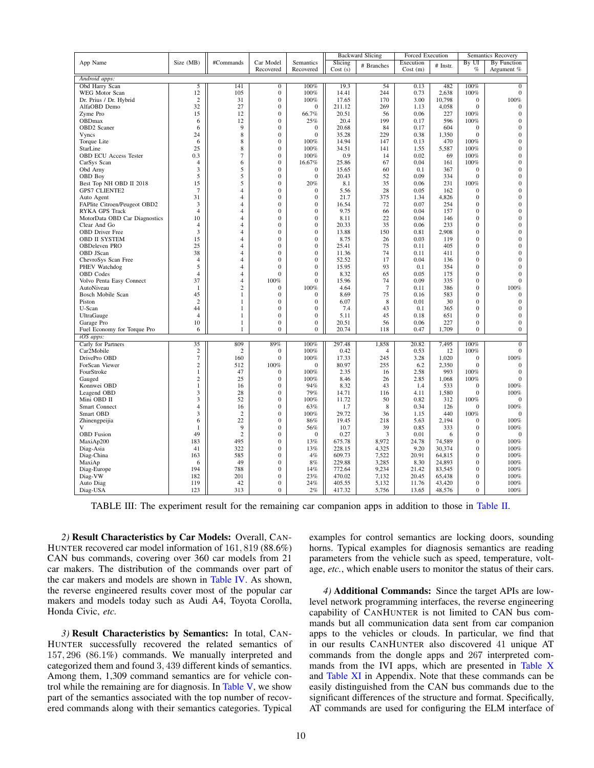| App Name | Size (MB) | #Commands | Car Model Recovered | Semantics Recovered | Backward Slicing | | Forced Execution | | Semantics Recovery | |
|---|---|---|---|---|---|---|---|---|---|---|
| | | | | | Slicing Cost (s) | # Branches | Execution Cost (m) | # Instr. | By UI % | By Function Argument % |
| *Android apps:* | | | | | | | | | | |
| Obd Harry Scan | 5 | 141 | 0 | 100% | 19.3 | 54 | 0.13 | 482 | 100% | 0 |
| WEG Motor Scan | 12 | 105 | 0 | 100% | 14.41 | 244 | 0.73 | 2,638 | 100% | 0 |
| Dr. Prius / Dr. Hybrid | 2 | 31 | 0 | 100% | 17.65 | 170 | 3.00 | 10,798 | 0 | 100% |
| AlfaOBD Demo | 32 | 27 | 0 | 0 | 211.12 | 269 | 1.13 | 4,058 | 0 | 0 |
| Zyme Pro | 15 | 12 | 0 | 66.7% | 20.51 | 56 | 0.06 | 227 | 100% | 0 |
| OBDmax | 6 | 12 | 0 | 25% | 20.4 | 199 | 0.17 | 596 | 100% | 0 |
| OBD2 Scaner | 6 | 9 | 0 | 0 | 20.68 | 84 | 0.17 | 604 | 0 | 0 |
| Vyncs | 24 | 8 | 0 | 0 | 35.28 | 229 | 0.38 | 1,350 | 0 | 0 |
| Torque Lite | 6 | 8 | 0 | 100% | 14.94 | 147 | 0.13 | 470 | 100% | 0 |
| StarLine | 25 | 8 | 0 | 100% | 34.51 | 141 | 1.55 | 5,587 | 100% | 0 |
| OBD ECU Access Tester | 0.3 | 7 | 0 | 100% | 0.9 | 14 | 0.02 | 69 | 100% | 0 |
| CarSys Scan | 4 | 6 | 0 | 16.67% | 25.86 | 67 | 0.04 | 161 | 100% | 0 |
| Obd Arny | 3 | 5 | 0 | 0 | 15.65 | 60 | 0.1 | 367 | 0 | 0 |
| OBD Boy | 5 | 5 | 0 | 0 | 20.43 | 52 | 0.09 | 334 | 0 | 0 |
| Best Top NH OBD II 2018 | 15 | 5 | 0 | 20% | 8.1 | 35 | 0.06 | 231 | 100% | 0 |
| GPS7 CLIENTE2 | 7 | 4 | 0 | 0 | 5.56 | 28 | 0.05 | 162 | 0 | 0 |
| Auto Agent | 31 | 4 | 0 | 0 | 21.7 | 375 | 1.34 | 4,826 | 0 | 0 |
| FAPlite Citroen/Peugeot OBD2 | 3 | 4 | 0 | 0 | 16.54 | 72 | 0.07 | 254 | 0 | 0 |
| RYKA GPS Track | 4 | 4 | 0 | 0 | 9.75 | 66 | 0.04 | 157 | 0 | 0 |
| MotorData OBD Car Diagnostics | 10 | 4 | 0 | 0 | 8.11 | 22 | 0.04 | 146 | 0 | 0 |
| Clear And Go | 4 | 4 | 0 | 0 | 20.33 | 35 | 0.06 | 233 | 0 | 0 |
| OBD Driver Free | 3 | 4 | 0 | 0 | 13.88 | 150 | 0.81 | 2,908 | 0 | 0 |
| OBD II SYSTEM | 15 | 4 | 0 | 0 | 8.75 | 26 | 0.03 | 119 | 0 | 0 |
| OBDeleven PRO | 25 | 4 | 0 | 0 | 25.41 | 75 | 0.11 | 405 | 0 | 0 |
| OBD JScan | 38 | 4 | 0 | 0 | 11.36 | 74 | 0.11 | 411 | 0 | 0 |
| ChevroSys Scan Free | 4 | 4 | 0 | 0 | 52.52 | 17 | 0.04 | 136 | 0 | 0 |
| PHEV Watchdog | 5 | 4 | 0 | 0 | 15.95 | 93 | 0.1 | 354 | 0 | 0 |
| OBD Codes | 4 | 4 | 0 | 0 | 8.32 | 65 | 0.05 | 175 | 0 | 0 |
| Volvo Penta Easy Connect | 37 | 4 | 100% | 0 | 15.96 | 74 | 0.09 | 335 | 0 | 0 |
| AutoNiveau | 1 | 2 | 0 | 100% | 4.64 | 7 | 0.11 | 386 | 0 | 100% |
| Bosch Mobile Scan | 45 | 1 | 0 | 0 | 8.69 | 75 | 0.16 | 583 | 0 | 0 |
| Piston | 2 | 1 | 0 | 0 | 6.07 | 8 | 0.01 | 30 | 0 | 0 |
| U-Scan | 44 | 1 | 0 | 0 | 7.4 | 43 | 0.1 | 365 | 0 | 0 |
| UltraGauge | 4 | 1 | 0 | 0 | 5.11 | 45 | 0.18 | 651 | 0 | 0 |
| Garage Pro | 10 | 1 | 0 | 0 | 20.51 | 56 | 0.06 | 227 | 0 | 0 |
| Fuel Economy for Torque Pro | 6 | 1 | 0 | 0 | 20.74 | 118 | 0.47 | 1,709 | 0 | 0 |
| *iOS apps:* | | | | | | | | | | |
| Carly for Partners | 35 | 809 | 89% | 100% | 297.48 | 1,858 | 20.82 | 7,495 | 100% | 0 |
| Car2Mobile | 2 | 2 | 0 | 100% | 0.42 | 4 | 0.53 | 12 | 100% | 0 |
| DrivePro OBD | 7 | 160 | 0 | 100% | 17.33 | 245 | 3.28 | 1,020 | 0 | 100% |
| ForScan Viewer | 2 | 512 | 100% | 0 | 80.97 | 255 | 6.2 | 2,350 | 0 | 0 |
| FourStroke | 1 | 47 | 0 | 100% | 2.35 | 16 | 2.58 | 993 | 100% | 0 |
| Gauged | 2 | 25 | 0 | 100% | 8.46 | 26 | 2.85 | 1,068 | 100% | 0 |
| Konnwei OBD | 1 | 16 | 0 | 94% | 8.32 | 43 | 1.4 | 533 | 0 | 100% |
| Leagend OBD | 3 | 28 | 0 | 79% | 14.71 | 116 | 4.11 | 1,580 | 0 | 100% |
| Mini OBD II | 3 | 52 | 0 | 100% | 11.72 | 50 | 0.82 | 312 | 100% | 0 |
| Smart Connect | 4 | 16 | 0 | 63% | 1.7 | 8 | 0.34 | 126 | 0 | 100% |
| Smart OBD | 3 | 2 | 0 | 100% | 29.72 | 36 | 1.15 | 440 | 100% | 0 |
| Zhinengpeijia | 6 | 22 | 0 | 86% | 19.45 | 218 | 5.63 | 2,194 | 0 | 100% |
| V | 1 | 9 | 0 | 56% | 10.7 | 39 | 0.85 | 333 | 0 | 100% |
| OBD Fusion | 49 | 2 | 0 | 0 | 0.27 | 3 | 0.01 | 6 | 0 | 0 |
| MaxiAp200 | 183 | 495 | 0 | 13% | 675.78 | 8,972 | 24.78 | 74,589 | 0 | 100% |
| Diag-Asia | 41 | 322 | 0 | 13% | 228.15 | 4,325 | 9.20 | 30,374 | 0 | 100% |
| Diag-China | 163 | 585 | 0 | 4% | 609.73 | 7,522 | 20.91 | 64,815 | 0 | 100% |
| MaxiAp | 6 | 49 | 0 | 8% | 229.88 | 3,285 | 8.30 | 24,893 | 0 | 100% |
| Diag-Europe | 194 | 788 | 0 | 14% | 772.64 | 9,234 | 21.42 | 83,545 | 0 | 100% |
| Diag-VW | 182 | 201 | 0 | 23% | 470.02 | 7,132 | 20.45 | 65,438 | 0 | 100% |
| Auto Diag | 119 | 42 | 0 | 24% | 405.55 | 5,132 | 11.76 | 43,420 | 0 | 100% |
| Diag-USA | 123 | 313 | 0 | 2% | 417.32 | 5,756 | 13.65 | 48,576 | 0 | 100% |

TABLE III: The experiment result for the remaining car companion apps in addition to those in Table II.

*2)* **Result Characteristics by Car Models:** Overall, CANHUNTER recovered car model information of 161,819 (88.6%) CAN bus commands, covering over 360 car models from 21 car makers. The distribution of the commands over part of the car makers and models are shown in Table IV. As shown, the reverse engineered results cover most of the popular car makers and models today such as Audi A4, Toyota Corolla, Honda Civic, *etc.*

*3)* **Result Characteristics by Semantics:** In total, CANHUNTER successfully recovered the related semantics of 157,296 (86.1%) commands. We manually interpreted and categorized them and found 3,439 different kinds of semantics. Among them, 1,309 command semantics are for vehicle control while the remaining are for diagnosis. In Table V, we show part of the semantics associated with the top number of recovered commands along with their semantics categories. Typical examples for control semantics are locking doors, sounding horns. Typical examples for diagnosis semantics are reading parameters from the vehicle such as speed, temperature, voltage, *etc.*, which enable users to monitor the status of their cars.

*4)* **Additional Commands:** Since the target APIs are low-level network programming interfaces, the reverse engineering capability of CANHUNTER is not limited to CAN bus commands but all communication data sent from car companion apps to the vehicles or clouds. In particular, we find that in our results CANHUNTER also discovered 41 unique AT commands from the dongle apps and 267 interpreted commands from the IVI apps, which are presented in Table X and Table XI in Appendix. Note that these commands can be easily distinguished from the CAN bus commands due to the significant differences of the structure and format. Specifically, AT commands are used for configuring the ELM interface of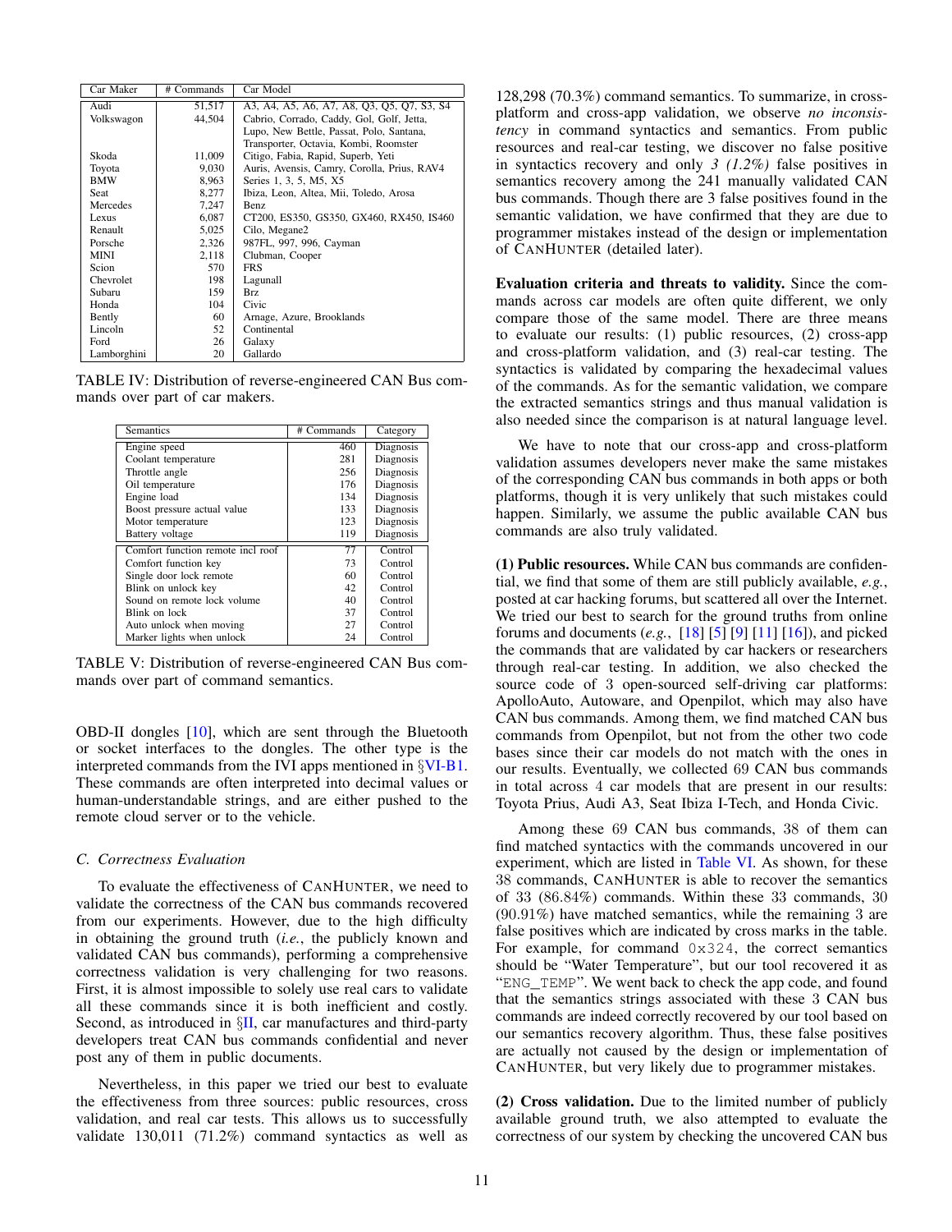| Car Maker | # Commands | Car Model |
|---|---|---|
| Audi | 51,517 | A3, A4, A5, A6, A7, A8, Q3, Q5, Q7, S3, S4 |
| Volkswagon | 44,504 | Cabrio, Corrado, Caddy, Gol, Golf, Jetta, Lupo, New Bettle, Passat, Polo, Santana, Transporter, Octavia, Kombi, Roomster |
| Skoda | 11,009 | Citigo, Fabia, Rapid, Superb, Yeti |
| Toyota | 9,030 | Auris, Avensis, Camry, Corolla, Prius, RAV4 |
| BMW | 8,963 | Series 1, 3, 5, M5, X5 |
| Seat | 8,277 | Ibiza, Leon, Altea, Mii, Toledo, Arosa |
| Mercedes | 7,247 | Benz |
| Lexus | 6,087 | CT200, ES350, GS350, GX460, RX450, IS460 |
| Renault | 5,025 | Cilo, Megane2 |
| Porsche | 2,326 | 987FL, 997, 996, Cayman |
| MINI | 2,118 | Clubman, Cooper |
| Scion | 570 | FRS |
| Chevrolet | 198 | Lagunall |
| Subaru | 159 | Brz |
| Honda | 104 | Civic |
| Bently | 60 | Arnage, Azure, Brooklands |
| Lincoln | 52 | Continental |
| Ford | 26 | Galaxy |
| Lamborghini | 20 | Gallardo |

TABLE IV: Distribution of reverse-engineered CAN Bus commands over part of car makers.

| Semantics | # Commands | Category |
|---|---|---|
| Engine speed | 460 | Diagnosis |
| Coolant temperature | 281 | Diagnosis |
| Throttle angle | 256 | Diagnosis |
| Oil temperature | 176 | Diagnosis |
| Engine load | 134 | Diagnosis |
| Boost pressure actual value | 133 | Diagnosis |
| Motor temperature | 123 | Diagnosis |
| Battery voltage | 119 | Diagnosis |
| Comfort function remote incl roof | 77 | Control |
| Comfort function key | 73 | Control |
| Single door lock remote | 60 | Control |
| Blink on unlock key | 42 | Control |
| Sound on remote lock volume | 40 | Control |
| Blink on lock | 37 | Control |
| Auto unlock when moving | 27 | Control |
| Marker lights when unlock | 24 | Control |

TABLE V: Distribution of reverse-engineered CAN Bus commands over part of command semantics.

OBD-II dongles [10], which are sent through the Bluetooth or socket interfaces to the dongles. The other type is the interpreted commands from the IVI apps mentioned in §VI-B1. These commands are often interpreted into decimal values or human-understandable strings, and are either pushed to the remote cloud server or to the vehicle.

### C. Correctness Evaluation

To evaluate the effectiveness of CANHUNTER, we need to validate the correctness of the CAN bus commands recovered from our experiments. However, due to the high difficulty in obtaining the ground truth (*i.e.*, the publicly known and validated CAN bus commands), performing a comprehensive correctness validation is very challenging for two reasons. First, it is almost impossible to solely use real cars to validate all these commands since it is both inefficient and costly. Second, as introduced in §II, car manufactures and third-party developers treat CAN bus commands confidential and never post any of them in public documents.

Nevertheless, in this paper we tried our best to evaluate the effectiveness from three sources: public resources, cross validation, and real car tests. This allows us to successfully validate 130,011 (71.2%) command syntactics as well as 128,298 (70.3%) command semantics. To summarize, in cross-platform and cross-app validation, we observe *no inconsistency* in command syntactics and semantics. From public resources and real-car testing, we discover no false positive in syntactics recovery and only *3 (1.2%)* false positives in semantics recovery among the 241 manually validated CAN bus commands. Though there are 3 false positives found in the semantic validation, we have confirmed that they are due to programmer mistakes instead of the design or implementation of CANHUNTER (detailed later).

**Evaluation criteria and threats to validity.** Since the commands across car models are often quite different, we only compare those of the same model. There are three means to evaluate our results: (1) public resources, (2) cross-app and cross-platform validation, and (3) real-car testing. The syntactics is validated by comparing the hexadecimal values of the commands. As for the semantic validation, we compare the extracted semantics strings and thus manual validation is also needed since the comparison is at natural language level.

We have to note that our cross-app and cross-platform validation assumes developers never make the same mistakes of the corresponding CAN bus commands in both apps or both platforms, though it is very unlikely that such mistakes could happen. Similarly, we assume the public available CAN bus commands are also truly validated.

**(1) Public resources.** While CAN bus commands are confidential, we find that some of them are still publicly available, *e.g.*, posted at car hacking forums, but scattered all over the Internet. We tried our best to search for the ground truths from online forums and documents (*e.g.*, [18] [5] [9] [11] [16]), and picked the commands that are validated by car hackers or researchers through real-car testing. In addition, we also checked the source code of 3 open-sourced self-driving car platforms: ApolloAuto, Autoware, and Openpilot, which may also have CAN bus commands. Among them, we find matched CAN bus commands from Openpilot, but not from the other two code bases since their car models do not match with the ones in our results. Eventually, we collected 69 CAN bus commands in total across 4 car models that are present in our results: Toyota Prius, Audi A3, Seat Ibiza I-Tech, and Honda Civic.

Among these 69 CAN bus commands, 38 of them can find matched syntactics with the commands uncovered in our experiment, which are listed in Table VI. As shown, for these 38 commands, CANHUNTER is able to recover the semantics of 33 (86.84%) commands. Within these 33 commands, 30 (90.91%) have matched semantics, while the remaining 3 are false positives which are indicated by cross marks in the table. For example, for command `0x324`, the correct semantics should be "Water Temperature", but our tool recovered it as "`ENG_TEMP`". We went back to check the app code, and found that the semantics strings associated with these 3 CAN bus commands are indeed correctly recovered by our tool based on our semantics recovery algorithm. Thus, these false positives are actually not caused by the design or implementation of CANHUNTER, but very likely due to programmer mistakes.

**(2) Cross validation.** Due to the limited number of publicly available ground truth, we also attempted to evaluate the correctness of our system by checking the uncovered CAN bus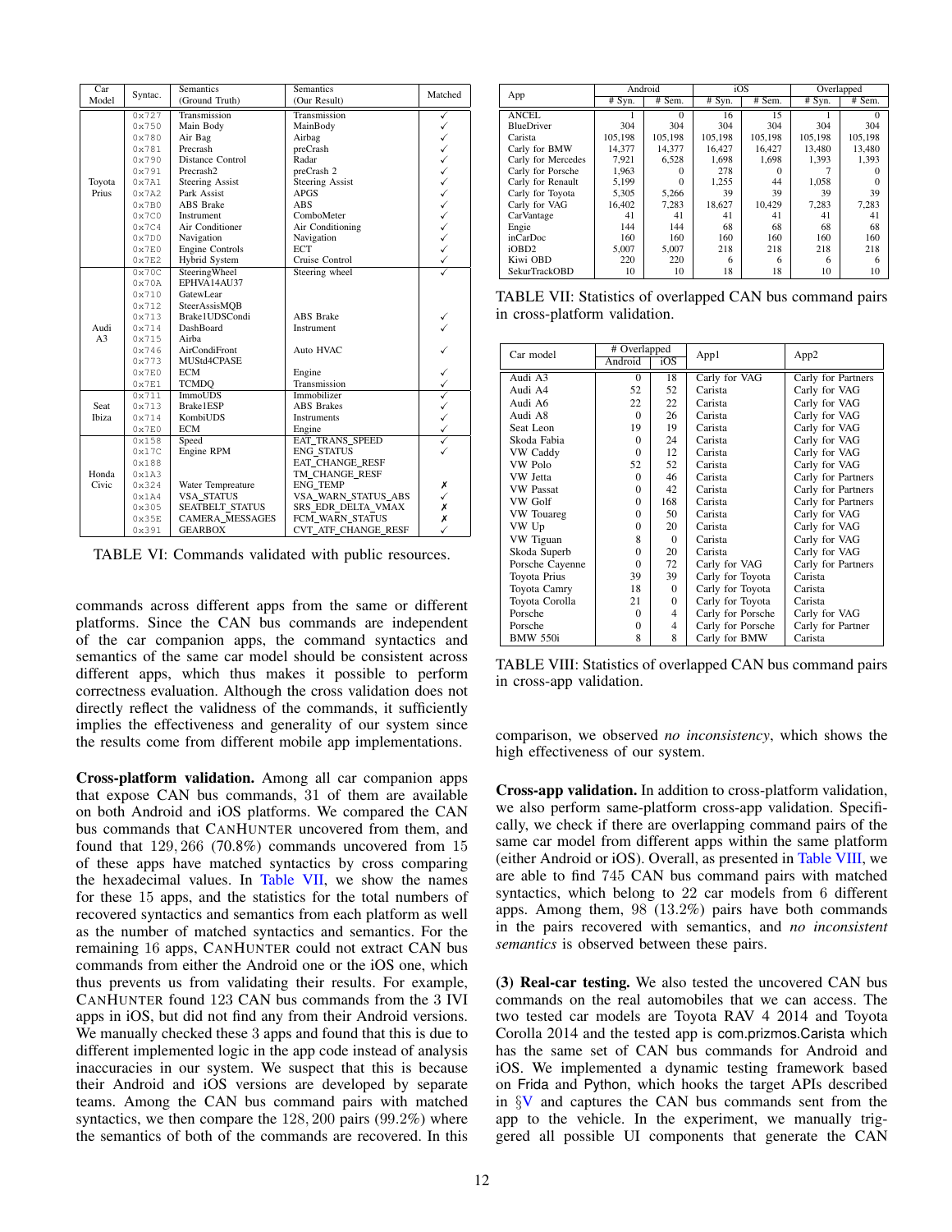| Car Model | Syntac. | Semantics (Ground Truth) | Semantics (Our Result) | Matched |
|---|---|---|---|---|
| Toyota Prius | 0x727 | Transmission | Transmission | ✓ |
| | 0x750 | Main Body | MainBody | ✓ |
| | 0x780 | Air Bag | Airbag | ✓ |
| | 0x781 | Precrash | preCrash | ✓ |
| | 0x790 | Distance Control | Radar | ✓ |
| | 0x791 | Precrash2 | preCrash 2 | ✓ |
| | 0x7A1 | Steering Assist | Steering Assist | ✓ |
| | 0x7A2 | Park Assist | APGS | ✓ |
| | 0x7B0 | ABS Brake | ABS | ✓ |
| | 0x7C0 | Instrument | ComboMeter | ✓ |
| | 0x7C4 | Air Conditioner | Air Conditioning | ✓ |
| | 0x7D0 | Navigation | Navigation | ✓ |
| | 0x7E0 | Engine Controls | ECT | ✓ |
| | 0x7E2 | Hybrid System | Cruise Control | ✓ |
| Audi A3 | 0x70C | SteeringWheel | Steering wheel | ✓ |
| | 0x70A | EPHVA14AU37 | | |
| | 0x710 | GatewLear | | |
| | 0x712 | SteerAssisMQB | | |
| | 0x713 | Brake1UDSCondi | ABS Brake | ✓ |
| | 0x714 | DashBoard | Instrument | ✓ |
| | 0x715 | Airba | | |
| | 0x746 | AirCondiFront | Auto HVAC | ✓ |
| | 0x773 | MUStd4CPASE | | |
| | 0x7E0 | ECM | Engine | ✓ |
| | 0x7E1 | TCMDQ | Transmission | ✓ |
| Seat Ibiza | 0x711 | ImmoUDS | Immobilizer | ✓ |
| | 0x713 | Brake1ESP | ABS Brakes | ✓ |
| | 0x714 | KombiUDS | Instruments | ✓ |
| | 0x7E0 | ECM | Engine | ✓ |
| Honda Civic | 0x158 | Speed | EAT_TRANS_SPEED | ✓ |
| | 0x17C | Engine RPM | ENG_STATUS | ✓ |
| | 0x188 | | EAT_CHANGE_RESF | |
| | 0x1A3 | | TM_CHANGE_RESF | |
| | 0x324 | Water Tempreature | ENG_TEMP | ✗ |
| | 0x1A4 | VSA_STATUS | VSA_WARN_STATUS_ABS | ✓ |
| | 0x305 | SEATBELT_STATUS | SRS_EDR_DELTA_VMAX | ✗ |
| | 0x35E | CAMERA_MESSAGES | FCM_WARN_STATUS | ✗ |
| | 0x391 | GEARBOX | CVT_ATF_CHANGE_RESF | ✓ |

TABLE VI: Commands validated with public resources.

commands across different apps from the same or different platforms. Since the CAN bus commands are independent of the car companion apps, the command syntactics and semantics of the same car model should be consistent across different apps, which thus makes it possible to perform correctness evaluation. Although the cross validation does not directly reflect the validness of the commands, it sufficiently implies the effectiveness and generality of our system since the results come from different mobile app implementations.

**Cross-platform validation.** Among all car companion apps that expose CAN bus commands, 31 of them are available on both Android and iOS platforms. We compared the CAN bus commands that CANHUNTER uncovered from them, and found that 129,266 (70.8%) commands uncovered from 15 of these apps have matched syntactics by cross comparing the hexadecimal values. In Table VII, we show the names for these 15 apps, and the statistics for the total numbers of recovered syntactics and semantics from each platform as well as the number of matched syntactics and semantics. For the remaining 16 apps, CANHUNTER could not extract CAN bus commands from either the Android one or the iOS one, which thus prevents us from validating their results. For example, CANHUNTER found 123 CAN bus commands from the 3 IVI apps in iOS, but did not find any from their Android versions. We manually checked these 3 apps and found that this is due to different implemented logic in the app code instead of analysis inaccuracies in our system. We suspect that this is because their Android and iOS versions are developed by separate teams. Among the CAN bus command pairs with matched syntactics, we then compare the 128,200 pairs (99.2%) where the semantics of both of the commands are recovered. In this comparison, we observed *no inconsistency*, which shows the high effectiveness of our system.

| App | Android | | iOS | | Overlapped | |
|---|---|---|---|---|---|---|
| | # Syn. | # Sem. | # Syn. | # Sem. | # Syn. | # Sem. |
| ANCEL | 1 | 0 | 16 | 15 | 1 | 0 |
| BlueDriver | 304 | 304 | 304 | 304 | 304 | 304 |
| Carista | 105,198 | 105,198 | 105,198 | 105,198 | 105,198 | 105,198 |
| Carly for BMW | 14,377 | 14,377 | 16,427 | 16,427 | 13,480 | 13,480 |
| Carly for Mercedes | 7,921 | 6,528 | 1,698 | 1,698 | 1,393 | 1,393 |
| Carly for Porsche | 1,963 | 0 | 278 | 0 | 7 | 0 |
| Carly for Renault | 5,199 | 0 | 1,255 | 44 | 1,058 | 0 |
| Carly for Toyota | 5,305 | 5,266 | 39 | 39 | 39 | 39 |
| Carly for VAG | 16,402 | 7,283 | 18,627 | 10,429 | 7,283 | 7,283 |
| CarVantage | 41 | 41 | 41 | 41 | 41 | 41 |
| Engie | 144 | 144 | 68 | 68 | 68 | 68 |
| inCarDoc | 160 | 160 | 160 | 160 | 160 | 160 |
| iOBD2 | 5,007 | 5,007 | 218 | 218 | 218 | 218 |
| Kiwi OBD | 220 | 220 | 6 | 6 | 6 | 6 |
| SekurTrackOBD | 10 | 10 | 18 | 18 | 10 | 10 |

TABLE VII: Statistics of overlapped CAN bus command pairs in cross-platform validation.

| Car model | # Overlapped | | App1 | App2 |
|---|---|---|---|---|
| | Android | iOS | | |
| Audi A3 | 0 | 18 | Carly for VAG | Carly for Partners |
| Audi A4 | 52 | 52 | Carista | Carly for VAG |
| Audi A6 | 22 | 22 | Carista | Carly for VAG |
| Audi A8 | 0 | 26 | Carista | Carly for VAG |
| Seat Leon | 19 | 19 | Carista | Carly for VAG |
| Skoda Fabia | 0 | 24 | Carista | Carly for VAG |
| VW Caddy | 0 | 12 | Carista | Carly for VAG |
| VW Polo | 52 | 52 | Carista | Carly for VAG |
| VW Jetta | 0 | 46 | Carista | Carly for Partners |
| VW Passat | 0 | 42 | Carista | Carly for Partners |
| VW Golf | 0 | 168 | Carista | Carly for Partners |
| VW Touareg | 0 | 50 | Carista | Carly for VAG |
| VW Up | 0 | 20 | Carista | Carly for VAG |
| VW Tiguan | 8 | 0 | Carista | Carly for VAG |
| Skoda Superb | 0 | 20 | Carista | Carly for VAG |
| Porsche Cayenne | 0 | 72 | Carly for VAG | Carly for Partners |
| Toyota Prius | 39 | 39 | Carly for Toyota | Carista |
| Toyota Camry | 18 | 0 | Carly for Toyota | Carista |
| Toyota Corolla | 21 | 0 | Carly for Toyota | Carista |
| Porsche | 0 | 4 | Carly for Porsche | Carly for VAG |
| Porsche | 0 | 4 | Carly for Porsche | Carly for Partner |
| BMW 550i | 8 | 8 | Carly for BMW | Carista |

TABLE VIII: Statistics of overlapped CAN bus command pairs in cross-app validation.

**Cross-app validation.** In addition to cross-platform validation, we also perform same-platform cross-app validation. Specifically, we check if there are overlapping command pairs of the same car model from different apps within the same platform (either Android or iOS). Overall, as presented in Table VIII, we are able to find 745 CAN bus command pairs with matched syntactics, which belong to 22 car models from 6 different apps. Among them, 98 (13.2%) pairs have both commands in the pairs recovered with semantics, and *no inconsistent semantics* is observed between these pairs.

**(3) Real-car testing.** We also tested the uncovered CAN bus commands on the real automobiles that we can access. The two tested car models are Toyota RAV 4 2014 and Toyota Corolla 2014 and the tested app is com.prizmos.Carista which has the same set of CAN bus commands for Android and iOS. We implemented a dynamic testing framework based on Frida and Python, which hooks the target APIs described in §V and captures the CAN bus commands sent from the app to the vehicle. In the experiment, we manually triggered all possible UI components that generate the CAN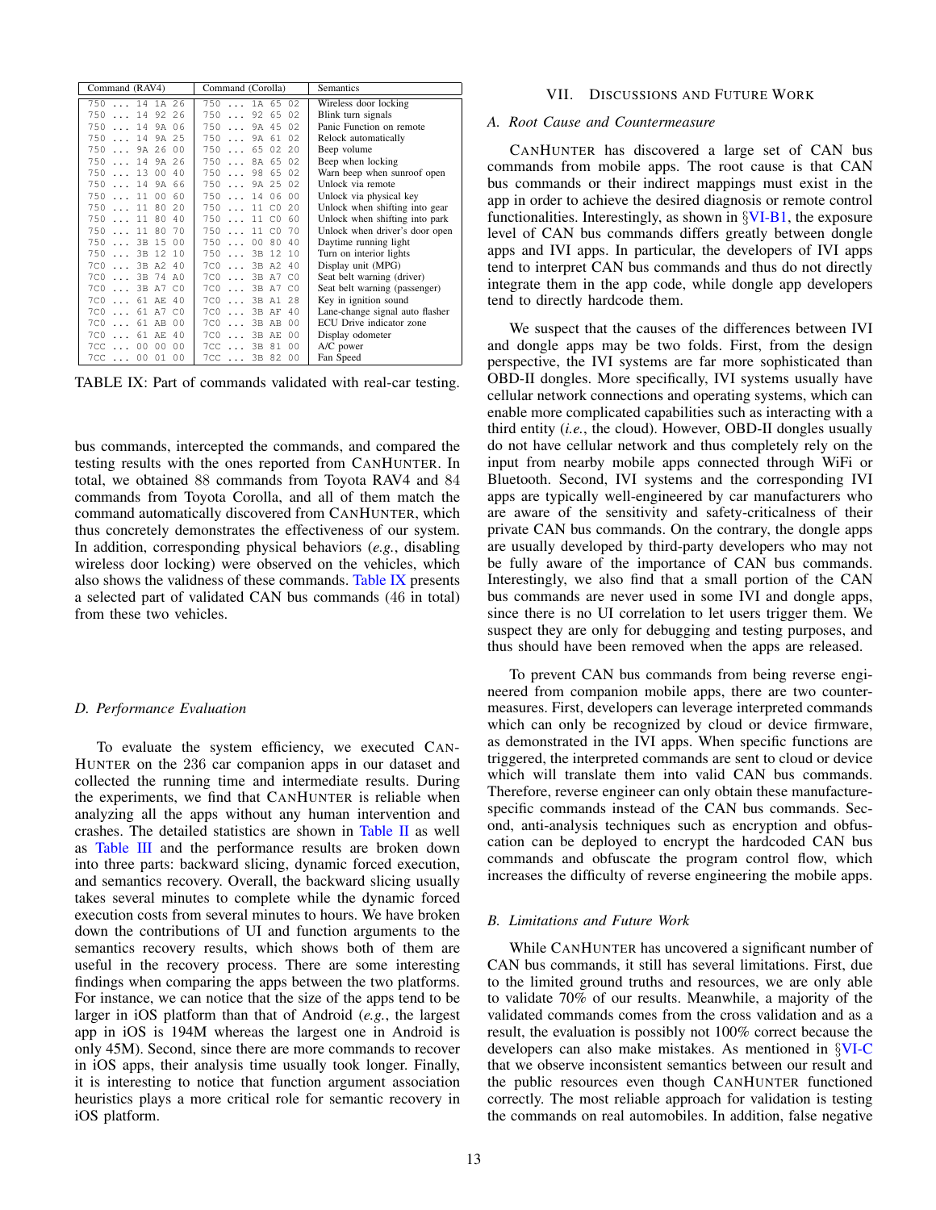| Command (RAV4) | Command (Corolla) | Semantics |
|---|---|---|
| 750 ... 14 1A 26 | 750 ... 1A 65 02 | Wireless door locking |
| 750 ... 14 92 26 | 750 ... 92 65 02 | Blink turn signals |
| 750 ... 14 9A 06 | 750 ... 9A 45 02 | Panic Function on remote |
| 750 ... 14 9A 25 | 750 ... 9A 61 02 | Relock automatically |
| 750 ... 9A 26 00 | 750 ... 65 02 20 | Beep volume |
| 750 ... 14 9A 26 | 750 ... 8A 65 02 | Beep when locking |
| 750 ... 13 00 40 | 750 ... 98 65 02 | Warn beep when sunroof open |
| 750 ... 14 9A 66 | 750 ... 9A 25 02 | Unlock via remote |
| 750 ... 11 00 60 | 750 ... 14 06 00 | Unlock via physical key |
| 750 ... 11 80 20 | 750 ... 11 C0 20 | Unlock when shifting into gear |
| 750 ... 11 80 40 | 750 ... 11 C0 60 | Unlock when shifting into park |
| 750 ... 11 80 70 | 750 ... 11 C0 70 | Unlock when driver's door open |
| 750 ... 3B 15 00 | 750 ... 00 80 40 | Daytime running light |
| 750 ... 3B 12 10 | 750 ... 3B 12 10 | Turn on interior lights |
| 7C0 ... 3B A2 40 | 7C0 ... 3B A2 40 | Display unit (MPG) |
| 7C0 ... 3B 74 A0 | 7C0 ... 3B A7 C0 | Seat belt warning (driver) |
| 7C0 ... 3B A7 C0 | 7C0 ... 3B A7 C0 | Seat belt warning (passenger) |
| 7C0 ... 61 AE 40 | 7C0 ... 3B A1 28 | Key in ignition sound |
| 7C0 ... 61 A7 C0 | 7C0 ... 3B AF 40 | Lane-change signal auto flasher |
| 7C0 ... 61 AB 00 | 7C0 ... 3B AB 00 | ECU Drive indicator zone |
| 7C0 ... 61 AE 40 | 7C0 ... 3B AE 00 | Display odometer |
| 7CC ... 00 00 00 | 7CC ... 3B 81 00 | A/C power |
| 7CC ... 00 01 00 | 7CC ... 3B 82 00 | Fan Speed |

TABLE IX: Part of commands validated with real-car testing.

bus commands, intercepted the commands, and compared the testing results with the ones reported from CANHUNTER. In total, we obtained 88 commands from Toyota RAV4 and 84 commands from Toyota Corolla, and all of them match the command automatically discovered from CANHUNTER, which thus concretely demonstrates the effectiveness of our system. In addition, corresponding physical behaviors (*e.g.*, disabling wireless door locking) were observed on the vehicles, which also shows the validness of these commands. Table IX presents a selected part of validated CAN bus commands (46 in total) from these two vehicles.

### D. Performance Evaluation

To evaluate the system efficiency, we executed CANHUNTER on the 236 car companion apps in our dataset and collected the running time and intermediate results. During the experiments, we find that CANHUNTER is reliable when analyzing all the apps without any human intervention and crashes. The detailed statistics are shown in Table II as well as Table III and the performance results are broken down into three parts: backward slicing, dynamic forced execution, and semantics recovery. Overall, the backward slicing usually takes several minutes to complete while the dynamic forced execution costs from several minutes to hours. We have broken down the contributions of UI and function arguments to the semantics recovery results, which shows both of them are useful in the recovery process. There are some interesting findings when comparing the apps between the two platforms. For instance, we can notice that the size of the apps tend to be larger in iOS platform than that of Android (*e.g.*, the largest app in iOS is 194M whereas the largest one in Android is only 45M). Second, since there are more commands to recover in iOS apps, their analysis time usually took longer. Finally, it is interesting to notice that function argument association heuristics plays a more critical role for semantic recovery in iOS platform.

## VII. Discussions and Future Work

### A. Root Cause and Countermeasure

CANHUNTER has discovered a large set of CAN bus commands from mobile apps. The root cause is that CAN bus commands or their indirect mappings must exist in the app in order to achieve the desired diagnosis or remote control functionalities. Interestingly, as shown in §VI-B1, the exposure level of CAN bus commands differs greatly between dongle apps and IVI apps. In particular, the developers of IVI apps tend to interpret CAN bus commands and thus do not directly integrate them in the app code, while dongle app developers tend to directly hardcode them.

We suspect that the causes of the differences between IVI and dongle apps may be two folds. First, from the design perspective, the IVI systems are far more sophisticated than OBD-II dongles. More specifically, IVI systems usually have cellular network connections and operating systems, which can enable more complicated capabilities such as interacting with a third entity (*i.e.*, the cloud). However, OBD-II dongles usually do not have cellular network and thus completely rely on the input from nearby mobile apps connected through WiFi or Bluetooth. Second, IVI systems and the corresponding IVI apps are typically well-engineered by car manufacturers who are aware of the sensitivity and safety-criticalness of their private CAN bus commands. On the contrary, the dongle apps are usually developed by third-party developers who may not be fully aware of the importance of CAN bus commands. Interestingly, we also find that a small portion of the CAN bus commands are never used in some IVI and dongle apps, since there is no UI correlation to let users trigger them. We suspect they are only for debugging and testing purposes, and thus should have been removed when the apps are released.

To prevent CAN bus commands from being reverse engineered from companion mobile apps, there are two countermeasures. First, developers can leverage interpreted commands which can only be recognized by cloud or device firmware, as demonstrated in the IVI apps. When specific functions are triggered, the interpreted commands are sent to cloud or device which will translate them into valid CAN bus commands. Therefore, reverse engineer can only obtain these manufacture-specific commands instead of the CAN bus commands. Second, anti-analysis techniques such as encryption and obfuscation can be deployed to encrypt the hardcoded CAN bus commands and obfuscate the program control flow, which increases the difficulty of reverse engineering the mobile apps.

### B. Limitations and Future Work

While CANHUNTER has uncovered a significant number of CAN bus commands, it still has several limitations. First, due to the limited ground truths and resources, we are only able to validate 70% of our results. Meanwhile, a majority of the validated commands comes from the cross validation and as a result, the evaluation is possibly not 100% correct because the developers can also make mistakes. As mentioned in §VI-C that we observe inconsistent semantics between our result and the public resources even though CANHUNTER functioned correctly. The most reliable approach for validation is testing the commands on real automobiles. In addition, false negative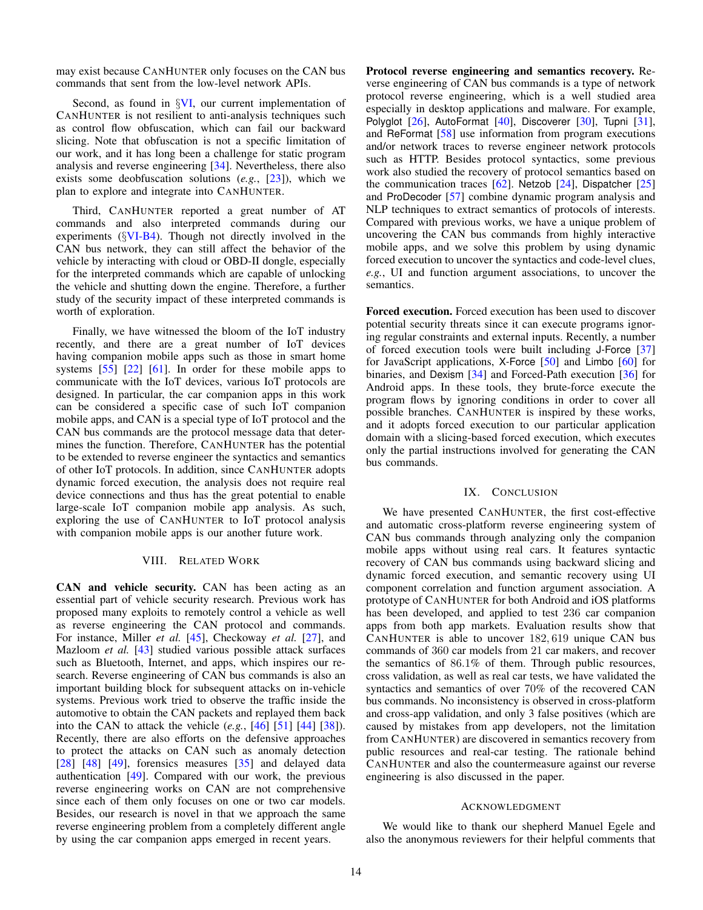may exist because CANHUNTER only focuses on the CAN bus commands that sent from the low-level network APIs.

Second, as found in §VI, our current implementation of CANHUNTER is not resilient to anti-analysis techniques such as control flow obfuscation, which can fail our backward slicing. Note that obfuscation is not a specific limitation of our work, and it has long been a challenge for static program analysis and reverse engineering [34]. Nevertheless, there also exists some deobfuscation solutions (*e.g.*, [23]), which we plan to explore and integrate into CANHUNTER.

Third, CANHUNTER reported a great number of AT commands and also interpreted commands during our experiments (§VI-B4). Though not directly involved in the CAN bus network, they can still affect the behavior of the vehicle by interacting with cloud or OBD-II dongle, especially for the interpreted commands which are capable of unlocking the vehicle and shutting down the engine. Therefore, a further study of the security impact of these interpreted commands is worth of exploration.

Finally, we have witnessed the bloom of the IoT industry recently, and there are a great number of IoT devices having companion mobile apps such as those in smart home systems [55] [22] [61]. In order for these mobile apps to communicate with the IoT devices, various IoT protocols are designed. In particular, the car companion apps in this work can be considered a specific case of such IoT companion mobile apps, and CAN is a special type of IoT protocol and the CAN bus commands are the protocol message data that determines the function. Therefore, CANHUNTER has the potential to be extended to reverse engineer the syntactics and semantics of other IoT protocols. In addition, since CANHUNTER adopts dynamic forced execution, the analysis does not require real device connections and thus has the great potential to enable large-scale IoT companion mobile app analysis. As such, exploring the use of CANHUNTER to IoT protocol analysis with companion mobile apps is our another future work.

## VIII. Related Work

**CAN and vehicle security.** CAN has been acting as an essential part of vehicle security research. Previous work has proposed many exploits to remotely control a vehicle as well as reverse engineering the CAN protocol and commands. For instance, Miller *et al.* [45], Checkoway *et al.* [27], and Mazloom *et al.* [43] studied various possible attack surfaces such as Bluetooth, Internet, and apps, which inspires our research. Reverse engineering of CAN bus commands is also an important building block for subsequent attacks on in-vehicle systems. Previous work tried to observe the traffic inside the automotive to obtain the CAN packets and replayed them back into the CAN to attack the vehicle (*e.g.*, [46] [51] [44] [38]). Recently, there are also efforts on the defensive approaches to protect the attacks on CAN such as anomaly detection [28] [48] [49], forensics measures [35] and delayed data authentication [49]. Compared with our work, the previous reverse engineering works on CAN are not comprehensive since each of them only focuses on one or two car models. Besides, our research is novel in that we approach the same reverse engineering problem from a completely different angle by using the car companion apps emerged in recent years.

**Protocol reverse engineering and semantics recovery.** Reverse engineering of CAN bus commands is a type of network protocol reverse engineering, which is a well studied area especially in desktop applications and malware. For example, Polyglot [26], AutoFormat [40], Discoverer [30], Tupni [31], and ReFormat [58] use information from program executions and/or network traces to reverse engineer network protocols such as HTTP. Besides protocol syntactics, some previous work also studied the recovery of protocol semantics based on the communication traces [62]. Netzob [24], Dispatcher [25] and ProDecoder [57] combine dynamic program analysis and NLP techniques to extract semantics of protocols of interests. Compared with previous works, we have a unique problem of uncovering the CAN bus commands from highly interactive mobile apps, and we solve this problem by using dynamic forced execution to uncover the syntactics and code-level clues, *e.g.*, UI and function argument associations, to uncover the semantics.

**Forced execution.** Forced execution has been used to discover potential security threats since it can execute programs ignoring regular constraints and external inputs. Recently, a number of forced execution tools were built including J-Force [37] for JavaScript applications, X-Force [50] and Limbo [60] for binaries, and Dexism [34] and Forced-Path execution [36] for Android apps. In these tools, they brute-force execute the program flows by ignoring conditions in order to cover all possible branches. CANHUNTER is inspired by these works, and it adopts forced execution to our particular application domain with a slicing-based forced execution, which executes only the partial instructions involved for generating the CAN bus commands.

## IX. Conclusion

We have presented CANHUNTER, the first cost-effective and automatic cross-platform reverse engineering system of CAN bus commands through analyzing only the companion mobile apps without using real cars. It features syntactic recovery of CAN bus commands using backward slicing and dynamic forced execution, and semantic recovery using UI component correlation and function argument association. A prototype of CANHUNTER for both Android and iOS platforms has been developed, and applied to test 236 car companion apps from both app markets. Evaluation results show that CANHUNTER is able to uncover $182,619$ unique CAN bus commands of 360 car models from 21 car makers, and recover the semantics of $86.1\%$ of them. Through public resources, cross validation, as well as real car tests, we have validated the syntactics and semantics of over $70\%$ of the recovered CAN bus commands. No inconsistency is observed in cross-platform and cross-app validation, and only 3 false positives (which are caused by mistakes from app developers, not the limitation from CANHUNTER) are discovered in semantics recovery from public resources and real-car testing. The rationale behind CANHUNTER and also the countermeasure against our reverse engineering is also discussed in the paper.

## Acknowledgment

We would like to thank our shepherd Manuel Egele and also the anonymous reviewers for their helpful comments that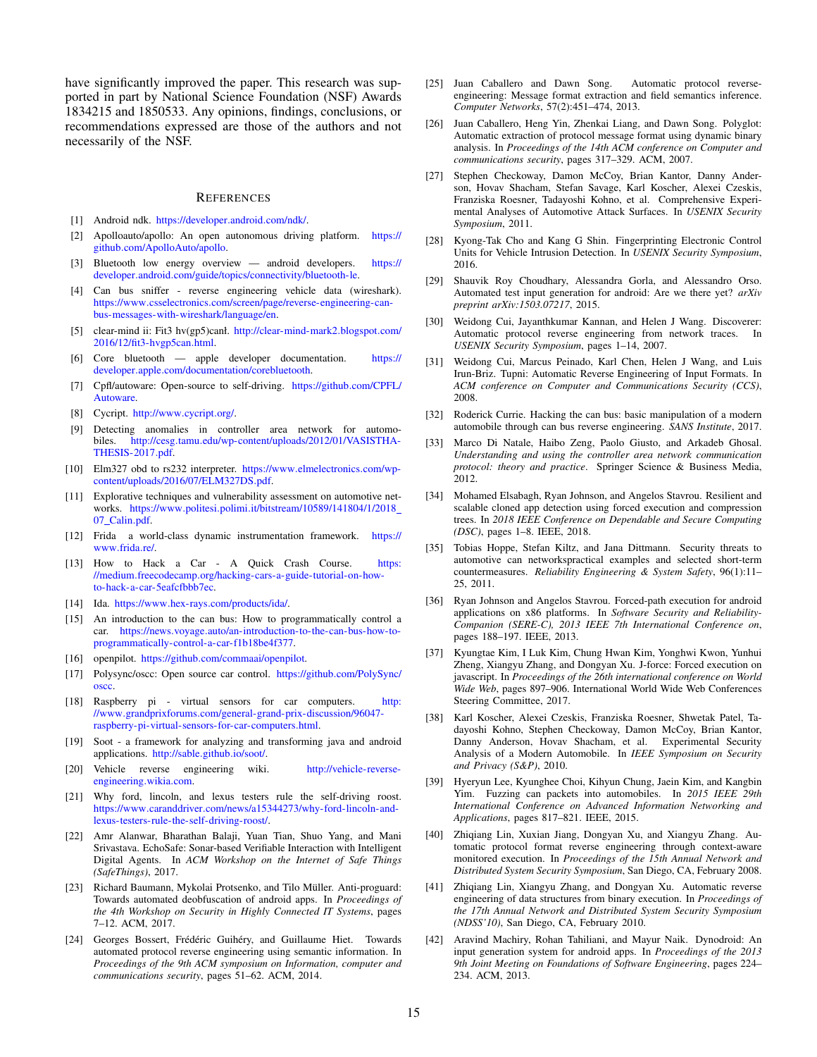have significantly improved the paper. This research was supported in part by National Science Foundation (NSF) Awards 1834215 and 1850533. Any opinions, findings, conclusions, or recommendations expressed are those of the authors and not necessarily of the NSF.

## References

[1] Android ndk. https://developer.android.com/ndk/.

[2] Apolloauto/apollo: An open autonomous driving platform. https://github.com/ApolloAuto/apollo.

[3] Bluetooth low energy overview — android developers. https://developer.android.com/guide/topics/connectivity/bluetooth-le.

[4] Can bus sniffer - reverse engineering vehicle data (wireshark). https://www.csselectronics.com/screen/page/reverse-engineering-can-bus-messages-with-wireshark/language/en.

[5] clear-mind ii: Fit3 hv(gp5)canł. http://clear-mind-mark2.blogspot.com/2016/12/fit3-hvgp5can.html.

[6] Core bluetooth — apple developer documentation. https://developer.apple.com/documentation/corebluetooth.

[7] Cpfl/autoware: Open-source to self-driving. https://github.com/CPFL/Autoware.

[8] Cycript. http://www.cycript.org/.

[9] Detecting anomalies in controller area network for automobiles. http://cesg.tamu.edu/wp-content/uploads/2012/01/VASISTHA-THESIS-2017.pdf.

[10] Elm327 obd to rs232 interpreter. https://www.elmelectronics.com/wp-content/uploads/2016/07/ELM327DS.pdf.

[11] Explorative techniques and vulnerability assessment on automotive networks. https://www.politesi.polimi.it/bitstream/10589/141804/1/2018_07_Calin.pdf.

[12] Frida a world-class dynamic instrumentation framework. https://www.frida.re/.

[13] How to Hack a Car - A Quick Crash Course. https://medium.freecodecamp.org/hacking-cars-a-guide-tutorial-on-how-to-hack-a-car-5eafcfbbb7ec.

[14] Ida. https://www.hex-rays.com/products/ida/.

[15] An introduction to the can bus: How to programmatically control a car. https://news.voyage.auto/an-introduction-to-the-can-bus-how-to-programmatically-control-a-car-f1b18be4f377.

[16] openpilot. https://github.com/commaai/openpilot.

[17] Polysync/oscc: Open source car control. https://github.com/PolySync/oscc.

[18] Raspberry pi - virtual sensors for car computers. http://www.grandprixforums.com/general-grand-prix-discussion/96047-raspberry-pi-virtual-sensors-for-car-computers.html.

[19] Soot - a framework for analyzing and transforming java and android applications. http://sable.github.io/soot/.

[20] Vehicle reverse engineering wiki. http://vehicle-reverse-engineering.wikia.com.

[21] Why ford, lincoln, and lexus testers rule the self-driving roost. https://www.caranddriver.com/news/a15344273/why-ford-lincoln-and-lexus-testers-rule-the-self-driving-roost/.

[22] Amr Alanwar, Bharathan Balaji, Yuan Tian, Shuo Yang, and Mani Srivastava. EchoSafe: Sonar-based Verifiable Interaction with Intelligent Digital Agents. In *ACM Workshop on the Internet of Safe Things (SafeThings)*, 2017.

[23] Richard Baumann, Mykolai Protsenko, and Tilo Müller. Anti-proguard: Towards automated deobfuscation of android apps. In *Proceedings of the 4th Workshop on Security in Highly Connected IT Systems*, pages 7–12. ACM, 2017.

[24] Georges Bossert, Frédéric Guihéry, and Guillaume Hiet. Towards automated protocol reverse engineering using semantic information. In *Proceedings of the 9th ACM symposium on Information, computer and communications security*, pages 51–62. ACM, 2014.

[25] Juan Caballero and Dawn Song. Automatic protocol reverse-engineering: Message format extraction and field semantics inference. *Computer Networks*, 57(2):451–474, 2013.

[26] Juan Caballero, Heng Yin, Zhenkai Liang, and Dawn Song. Polyglot: Automatic extraction of protocol message format using dynamic binary analysis. In *Proceedings of the 14th ACM conference on Computer and communications security*, pages 317–329. ACM, 2007.

[27] Stephen Checkoway, Damon McCoy, Brian Kantor, Danny Anderson, Hovav Shacham, Stefan Savage, Karl Koscher, Alexei Czeskis, Franziska Roesner, Tadayoshi Kohno, et al. Comprehensive Experimental Analyses of Automotive Attack Surfaces. In *USENIX Security Symposium*, 2011.

[28] Kyong-Tak Cho and Kang G Shin. Fingerprinting Electronic Control Units for Vehicle Intrusion Detection. In *USENIX Security Symposium*, 2016.

[29] Shauvik Roy Choudhary, Alessandra Gorla, and Alessandro Orso. Automated test input generation for android: Are we there yet? *arXiv preprint arXiv:1503.07217*, 2015.

[30] Weidong Cui, Jayanthkumar Kannan, and Helen J Wang. Discoverer: Automatic protocol reverse engineering from network traces. In *USENIX Security Symposium*, pages 1–14, 2007.

[31] Weidong Cui, Marcus Peinado, Karl Chen, Helen J Wang, and Luis Irun-Briz. Tupni: Automatic Reverse Engineering of Input Formats. In *ACM conference on Computer and Communications Security (CCS)*, 2008.

[32] Roderick Currie. Hacking the can bus: basic manipulation of a modern automobile through can bus reverse engineering. *SANS Institute*, 2017.

[33] Marco Di Natale, Haibo Zeng, Paolo Giusto, and Arkadeb Ghosal. *Understanding and using the controller area network communication protocol: theory and practice*. Springer Science & Business Media, 2012.

[34] Mohamed Elsabagh, Ryan Johnson, and Angelos Stavrou. Resilient and scalable cloned app detection using forced execution and compression trees. In *2018 IEEE Conference on Dependable and Secure Computing (DSC)*, pages 1–8. IEEE, 2018.

[35] Tobias Hoppe, Stefan Kiltz, and Jana Dittmann. Security threats to automotive can networkspractical examples and selected short-term countermeasures. *Reliability Engineering & System Safety*, 96(1):11–25, 2011.

[36] Ryan Johnson and Angelos Stavrou. Forced-path execution for android applications on x86 platforms. In *Software Security and Reliability-Companion (SERE-C), 2013 IEEE 7th International Conference on*, pages 188–197. IEEE, 2013.

[37] Kyungtae Kim, I Luk Kim, Chung Hwan Kim, Yonghwi Kwon, Yunhui Zheng, Xiangyu Zhang, and Dongyan Xu. J-force: Forced execution on javascript. In *Proceedings of the 26th international conference on World Wide Web*, pages 897–906. International World Wide Web Conferences Steering Committee, 2017.

[38] Karl Koscher, Alexei Czeskis, Franziska Roesner, Shwetak Patel, Tadayoshi Kohno, Stephen Checkoway, Damon McCoy, Brian Kantor, Danny Anderson, Hovav Shacham, et al. Experimental Security Analysis of a Modern Automobile. In *IEEE Symposium on Security and Privacy (S&P)*, 2010.

[39] Hyeryun Lee, Kyunghee Choi, Kihyun Chung, Jaein Kim, and Kangbin Yim. Fuzzing can packets into automobiles. In *2015 IEEE 29th International Conference on Advanced Information Networking and Applications*, pages 817–821. IEEE, 2015.

[40] Zhiqiang Lin, Xuxian Jiang, Dongyan Xu, and Xiangyu Zhang. Automatic protocol format reverse engineering through context-aware monitored execution. In *Proceedings of the 15th Annual Network and Distributed System Security Symposium*, San Diego, CA, February 2008.

[41] Zhiqiang Lin, Xiangyu Zhang, and Dongyan Xu. Automatic reverse engineering of data structures from binary execution. In *Proceedings of the 17th Annual Network and Distributed System Security Symposium (NDSS'10)*, San Diego, CA, February 2010.

[42] Aravind Machiry, Rohan Tahiliani, and Mayur Naik. Dynodroid: An input generation system for android apps. In *Proceedings of the 2013 9th Joint Meeting on Foundations of Software Engineering*, pages 224–234. ACM, 2013.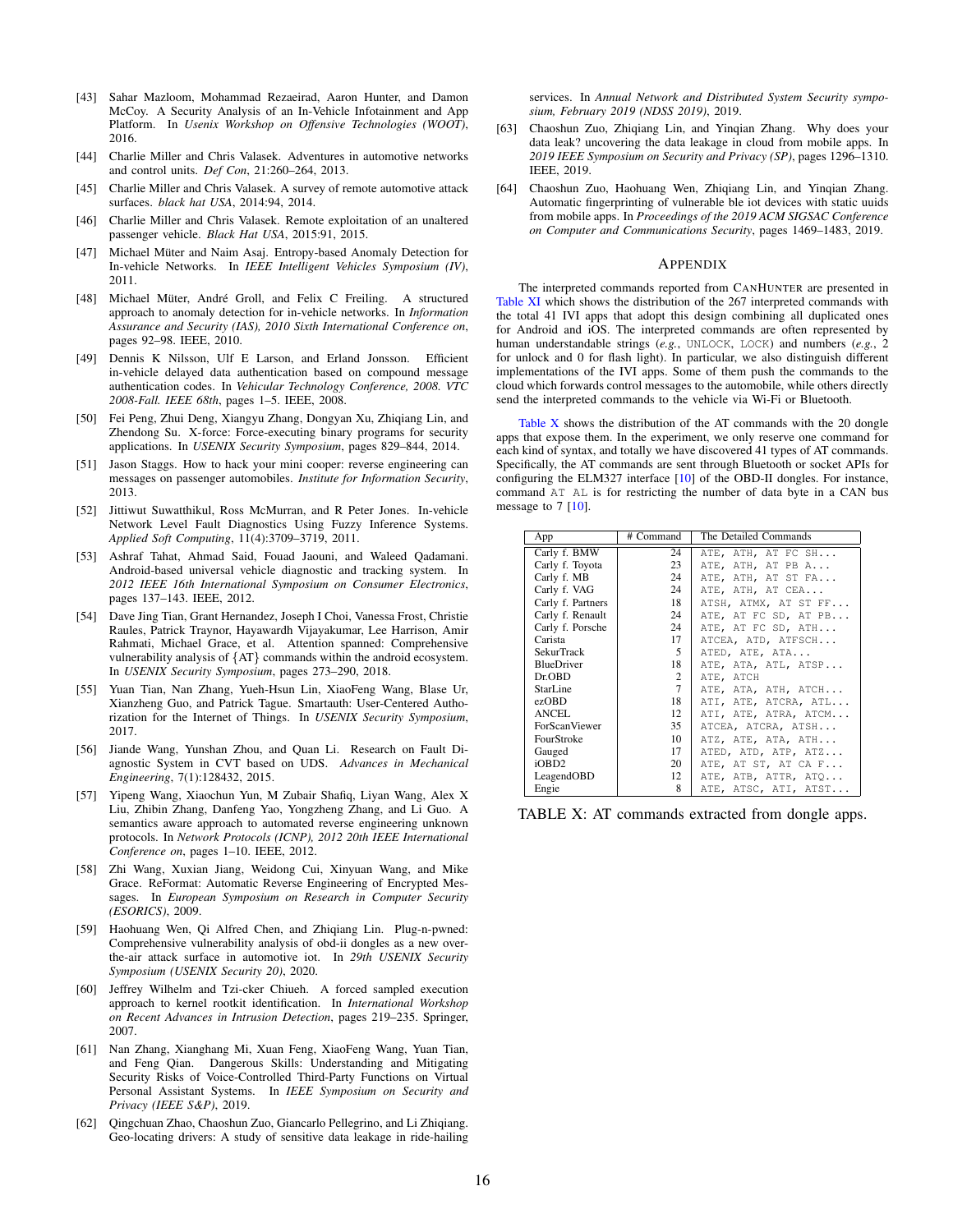[43] Sahar Mazloom, Mohammad Rezaeirad, Aaron Hunter, and Damon McCoy. A Security Analysis of an In-Vehicle Infotainment and App Platform. In *Usenix Workshop on Offensive Technologies (WOOT)*, 2016.

[44] Charlie Miller and Chris Valasek. Adventures in automotive networks and control units. *Def Con*, 21:260–264, 2013.

[45] Charlie Miller and Chris Valasek. A survey of remote automotive attack surfaces. *black hat USA*, 2014:94, 2014.

[46] Charlie Miller and Chris Valasek. Remote exploitation of an unaltered passenger vehicle. *Black Hat USA*, 2015:91, 2015.

[47] Michael Müter and Naim Asaj. Entropy-based Anomaly Detection for In-vehicle Networks. In *IEEE Intelligent Vehicles Symposium (IV)*, 2011.

[48] Michael Müter, André Groll, and Felix C Freiling. A structured approach to anomaly detection for in-vehicle networks. In *Information Assurance and Security (IAS), 2010 Sixth International Conference on*, pages 92–98. IEEE, 2010.

[49] Dennis K Nilsson, Ulf E Larson, and Erland Jonsson. Efficient in-vehicle delayed data authentication based on compound message authentication codes. In *Vehicular Technology Conference, 2008. VTC 2008-Fall. IEEE 68th*, pages 1–5. IEEE, 2008.

[50] Fei Peng, Zhui Deng, Xiangyu Zhang, Dongyan Xu, Zhiqiang Lin, and Zhendong Su. X-force: Force-executing binary programs for security applications. In *USENIX Security Symposium*, pages 829–844, 2014.

[51] Jason Staggs. How to hack your mini cooper: reverse engineering can messages on passenger automobiles. *Institute for Information Security*, 2013.

[52] Jittiwut Suwatthikul, Ross McMurran, and R Peter Jones. In-vehicle Network Level Fault Diagnostics Using Fuzzy Inference Systems. *Applied Soft Computing*, 11(4):3709–3719, 2011.

[53] Ashraf Tahat, Ahmad Said, Fouad Jaouni, and Waleed Qadamani. Android-based universal vehicle diagnostic and tracking system. In *2012 IEEE 16th International Symposium on Consumer Electronics*, pages 137–143. IEEE, 2012.

[54] Dave Jing Tian, Grant Hernandez, Joseph I Choi, Vanessa Frost, Christie Raules, Patrick Traynor, Hayawardh Vijayakumar, Lee Harrison, Amir Rahmati, Michael Grace, et al. Attention spanned: Comprehensive vulnerability analysis of {AT} commands within the android ecosystem. In *USENIX Security Symposium*, pages 273–290, 2018.

[55] Yuan Tian, Nan Zhang, Yueh-Hsun Lin, XiaoFeng Wang, Blase Ur, Xianzheng Guo, and Patrick Tague. Smartauth: User-Centered Authorization for the Internet of Things. In *USENIX Security Symposium*, 2017.

[56] Jiande Wang, Yunshan Zhou, and Quan Li. Research on Fault Diagnostic System in CVT based on UDS. *Advances in Mechanical Engineering*, 7(1):128432, 2015.

[57] Yipeng Wang, Xiaochun Yun, M Zubair Shafiq, Liyan Wang, Alex X Liu, Zhibin Zhang, Danfeng Yao, Yongzheng Zhang, and Li Guo. A semantics aware approach to automated reverse engineering unknown protocols. In *Network Protocols (ICNP), 2012 20th IEEE International Conference on*, pages 1–10. IEEE, 2012.

[58] Zhi Wang, Xuxian Jiang, Weidong Cui, Xinyuan Wang, and Mike Grace. ReFormat: Automatic Reverse Engineering of Encrypted Messages. In *European Symposium on Research in Computer Security (ESORICS)*, 2009.

[59] Haohuang Wen, Qi Alfred Chen, and Zhiqiang Lin. Plug-n-pwned: Comprehensive vulnerability analysis of obd-ii dongles as a new over-the-air attack surface in automotive iot. In *29th USENIX Security Symposium (USENIX Security 20)*, 2020.

[60] Jeffrey Wilhelm and Tzi-cker Chiueh. A forced sampled execution approach to kernel rootkit identification. In *International Workshop on Recent Advances in Intrusion Detection*, pages 219–235. Springer, 2007.

[61] Nan Zhang, Xianghang Mi, Xuan Feng, XiaoFeng Wang, Yuan Tian, and Feng Qian. Dangerous Skills: Understanding and Mitigating Security Risks of Voice-Controlled Third-Party Functions on Virtual Personal Assistant Systems. In *IEEE Symposium on Security and Privacy (IEEE S&P)*, 2019.

[62] Qingchuan Zhao, Chaoshun Zuo, Giancarlo Pellegrino, and Li Zhiqiang. Geo-locating drivers: A study of sensitive data leakage in ride-hailing services. In *Annual Network and Distributed System Security symposium, February 2019 (NDSS 2019)*, 2019.

[63] Chaoshun Zuo, Zhiqiang Lin, and Yinqian Zhang. Why does your data leak? uncovering the data leakage in cloud from mobile apps. In *2019 IEEE Symposium on Security and Privacy (SP)*, pages 1296–1310. IEEE, 2019.

[64] Chaoshun Zuo, Haohuang Wen, Zhiqiang Lin, and Yinqian Zhang. Automatic fingerprinting of vulnerable ble iot devices with static uuids from mobile apps. In *Proceedings of the 2019 ACM SIGSAC Conference on Computer and Communications Security*, pages 1469–1483, 2019.

# APPENDIX

The interpreted commands reported from CANHUNTER are presented in Table XI which shows the distribution of the 267 interpreted commands with the total 41 IVI apps that adopt this design combining all duplicated ones for Android and iOS. The interpreted commands are often represented by human understandable strings (*e.g.*, `UNLOCK`, `LOCK`) and numbers (*e.g.*, 2 for unlock and 0 for flash light). In particular, we also distinguish different implementations of the IVI apps. Some of them push the commands to the cloud which forwards control messages to the automobile, while others directly send the interpreted commands to the vehicle via Wi-Fi or Bluetooth.

Table X shows the distribution of the AT commands with the 20 dongle apps that expose them. In the experiment, we only reserve one command for each kind of syntax, and totally we have discovered 41 types of AT commands. Specifically, the AT commands are sent through Bluetooth or socket APIs for configuring the ELM327 interface [10] of the OBD-II dongles. For instance, command `AT AL` is for restricting the number of data byte in a CAN bus message to 7 [10].

| App | # Command | The Detailed Commands |
|---|---|---|
| Carly f. BMW | 24 | `ATE, ATH, AT FC SH...` |
| Carly f. Toyota | 23 | `ATE, ATH, AT PB A...` |
| Carly f. MB | 24 | `ATE, ATH, AT ST FA...` |
| Carly f. VAG | 24 | `ATE, ATH, AT CEA...` |
| Carly f. Partners | 18 | `ATSH, ATMX, AT ST FF...` |
| Carly f. Renault | 24 | `ATE, AT FC SD, AT PB...` |
| Carly f. Porsche | 24 | `ATE, AT FC SD, ATH...` |
| Carista | 17 | `ATCEA, ATD, ATFSCH...` |
| SekurTrack | 5 | `ATED, ATE, ATA...` |
| BlueDriver | 18 | `ATE, ATA, ATL, ATSP...` |
| Dr.OBD | 2 | `ATE, ATCH` |
| StarLine | 7 | `ATE, ATA, ATH, ATCH...` |
| ezOBD | 18 | `ATI, ATE, ATCRA, ATL...` |
| ANCEL | 12 | `ATI, ATE, ATRA, ATCM...` |
| ForScanViewer | 35 | `ATCEA, ATCRA, ATSH...` |
| FourStroke | 10 | `ATZ, ATE, ATA, ATH...` |
| Gauged | 17 | `ATED, ATD, ATP, ATZ...` |
| iOBD2 | 20 | `ATE, AT ST, AT CA F...` |
| LeagendOBD | 12 | `ATE, ATB, ATTR, ATQ...` |
| Engie | 8 | `ATE, ATSC, ATI, ATST...` |

TABLE X: AT commands extracted from dongle apps.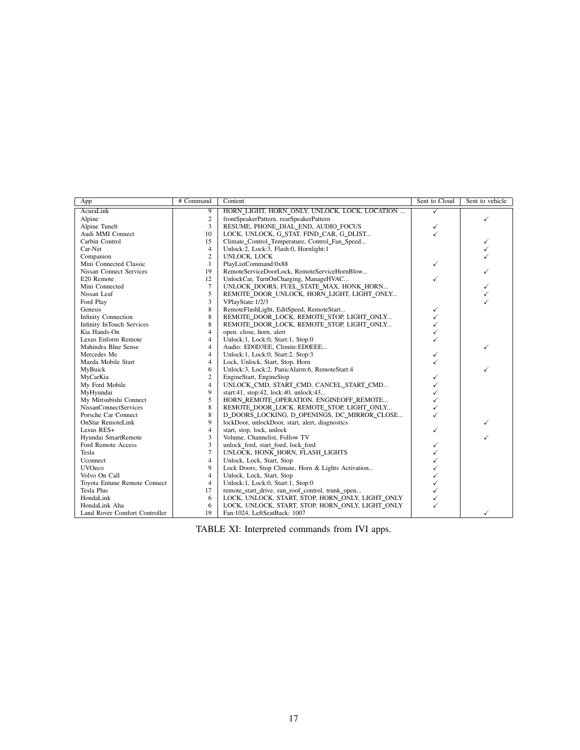| App | # Command | Content | Sent to Cloud | Sent to vehicle |
| --- | --- | --- | --- | --- |
| AcuraLink | 9 | HORN_LIGHT, HORN_ONLY, UNLOCK, LOCK, LOCATION ... | ✓ | |
| Alpine | 2 | frontSpeakerPattern, rearSpeakerPattern | | ✓ |
| Alpine Tunelt | 3 | RESUME, PHONE_DIAL_END, AUDIO_FOCUS | ✓ | |
| Audi MMI Connect | 10 | LOCK, UNLOCK, G_STAT, FIND_CAR, G_DLIST... | ✓ | |
| Carbin Control | 15 | Climate_Control_Temperature, Control_Fan_Speed... | | ✓ |
| Car-Net | 4 | Unlock:2, Lock:3, Flash:0, Hornlight:1 | | ✓ |
| Companion | 2 | UNLOCK, LOCK | | ✓ |
| Mini Connected Classic | 1 | PlayListCommand:0x88 | ✓ | |
| Nissan Connect Services | 19 | RemoteServiceDoorLock, RemoteServiceHornBlow... | | ✓ |
| E20 Remote | 12 | UnlockCar, TurnOnCharging, ManageHVAC... | ✓ | |
| Mini Connected | 7 | UNLOCK_DOORS, FUEL_STATE_MAX, HONK_HORN... | | ✓ |
| Nissan Leaf | 5 | REMOTE_DOOR_UNLOCK, HORN_LIGHT, LIGHT_ONLY... | | ✓ |
| Ford Play | 3 | VPlayState:1/2/3 | | ✓ |
| Genesis | 8 | RemoteFlashLight, EditSpeed, RemoteStart... | ✓ | |
| Infinity Connection | 8 | REMOTE_DOOR_LOCK, REMOTE_STOP, LIGHT_ONLY... | ✓ | |
| Infinity InTouch Services | 8 | REMOTE_DOOR_LOCK, REMOTE_STOP, LIGHT_ONLY... | ✓ | |
| Kia Hands-On | 4 | open. close, horn, alert | ✓ | |
| Lexus Enform Remote | 4 | Unlock:1, Lock:0, Start:1, Stop:0 | ✓ | |
| Mahindra Blue Sense | 4 | Audio: ED0D3EE, Climite:ED0EEE... | | ✓ |
| Mercedes Me | 4 | Unlock:1, Lock:0, Start:2, Stop:3 | ✓ | |
| Mazda Mobile Start | 4 | Lock, Unlock, Start, Stop, Horn | ✓ | |
| MyBuick | 6 | Unlock:3, Lock:2, PanicAlarm:6, RemoteStart:4 | | ✓ |
| MyCarKia | 2 | EngineStart, EngineStop | ✓ | |
| My Ford Mobile | 4 | UNLOCK_CMD, START_CMD, CANCEL_START_CMD... | ✓ | |
| MyHyundai | 9 | start:41, stop:42, lock:40, unlock:43... | ✓ | |
| My Mittsubishi Connect | 5 | HORN_REMOTE_OPERATION, ENGINEOFF_REMOTE... | ✓ | |
| NissanConnectServices | 8 | REMOTE_DOOR_LOCK, REMOTE_STOP, LIGHT_ONLY... | ✓ | |
| Porsche Car Connect | 8 | D_DOORS_LOCKING, D_OPENINGS, DC_MIRROR_CLOSE... | ✓ | |
| OnStar RemoteLink | 9 | lockDoor, unlockDoor, start, alert, diagnostics | | ✓ |
| Lexus RES+ | 4 | start, stop, lock, unlock | ✓ | |
| Hyundai SmartRemote | 3 | Volume, Channelist, Follow TV | | ✓ |
| Ford Remote Access | 3 | unlock_ford, start_foed, lock_ford | ✓ | |
| Tesla | 7 | UNLOCK, HONK_HORN, FLASH_LIGHTS | ✓ | |
| Uconnect | 4 | Unlock, Lock, Start, Stop | ✓ | |
| UVOeco | 9 | Lock Doors, Stop Climate, Horn & Lights Activation... | ✓ | |
| Volvo On Call | 4 | Unlock, Lock, Start, Stop | ✓ | |
| Toyota Entune Remote Connect | 4 | Unlock:1, Lock:0, Start:1, Stop:0 | ✓ | |
| Tesla Plus | 17 | remote_start_drive, sun_roof_control, trunk_open... | ✓ | |
| HondaLink | 6 | LOCK, UNLOCK, START, STOP, HORN_ONLY, LIGHT_ONLY | ✓ | |
| HondaLink Aha | 6 | LOCK, UNLOCK, START, STOP, HORN_ONLY, LIGHT_ONLY | ✓ | |
| Land Rover Comfort Controller | 19 | Fan:1024, LeftSeatBack: 1007 | | ✓ |

TABLE XI: Interpreted commands from IVI apps.